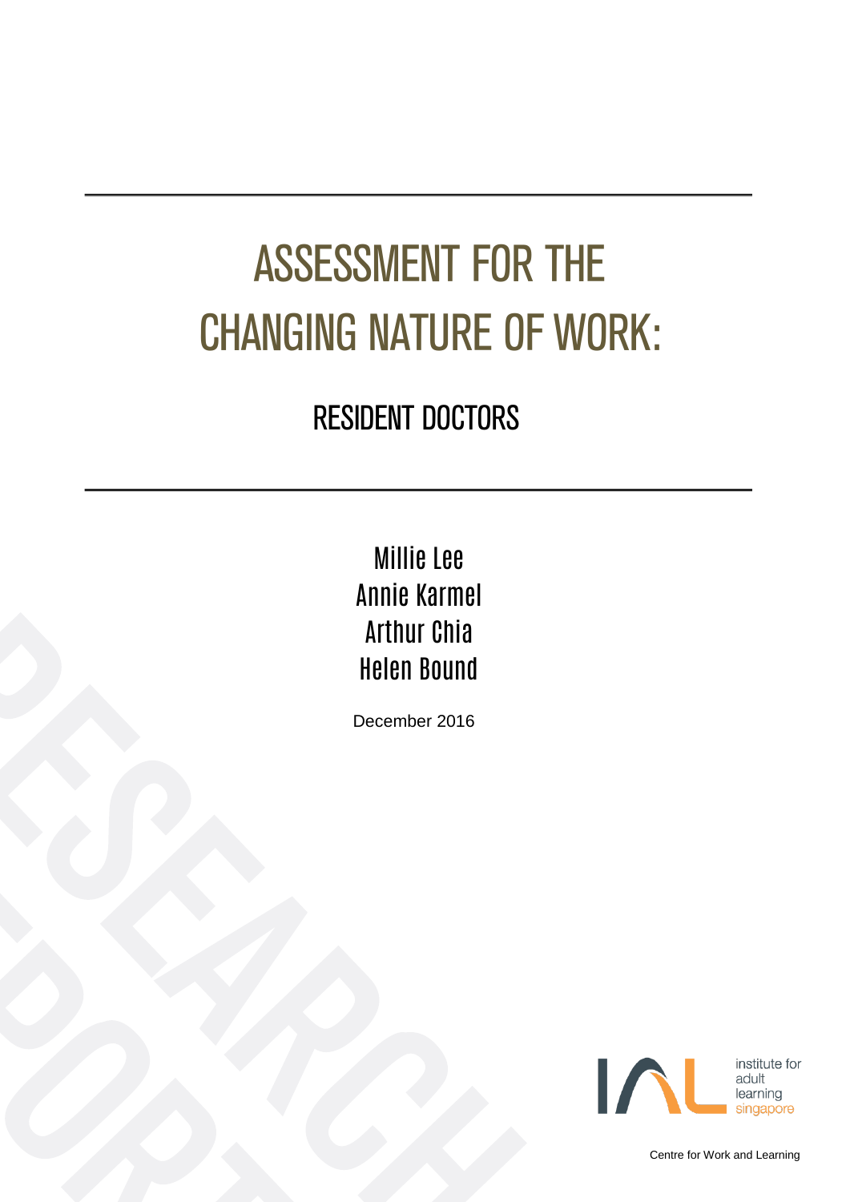# ASSESSMENT FOR THE CHANGING NATURE OF WORK:

## RESIDENT DOCTORS

Millie Lee
Annie Karmel
Arthur Chia
Helen Bound

December 2016

institute for adult learning singapore

Centre for Work and Learning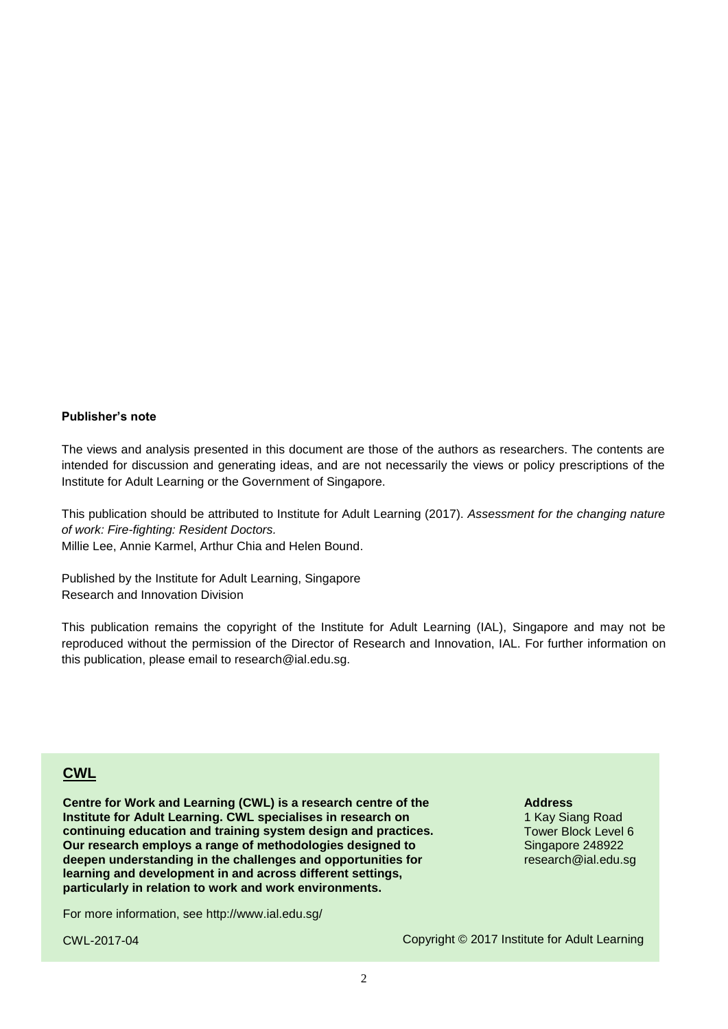**Publisher's note**

The views and analysis presented in this document are those of the authors as researchers. The contents are intended for discussion and generating ideas, and are not necessarily the views or policy prescriptions of the Institute for Adult Learning or the Government of Singapore.

This publication should be attributed to Institute for Adult Learning (2017). *Assessment for the changing nature of work: Fire-fighting: Resident Doctors.*
Millie Lee, Annie Karmel, Arthur Chia and Helen Bound.

Published by the Institute for Adult Learning, Singapore
Research and Innovation Division

This publication remains the copyright of the Institute for Adult Learning (IAL), Singapore and may not be reproduced without the permission of the Director of Research and Innovation, IAL. For further information on this publication, please email to research@ial.edu.sg.

## CWL

**Centre for Work and Learning (CWL) is a research centre of the Institute for Adult Learning. CWL specialises in research on continuing education and training system design and practices. Our research employs a range of methodologies designed to deepen understanding in the challenges and opportunities for learning and development in and across different settings, particularly in relation to work and work environments.**

**Address**
1 Kay Siang Road
Tower Block Level 6
Singapore 248922
research@ial.edu.sg

For more information, see http://www.ial.edu.sg/

CWL-2017-04

Copyright © 2017 Institute for Adult Learning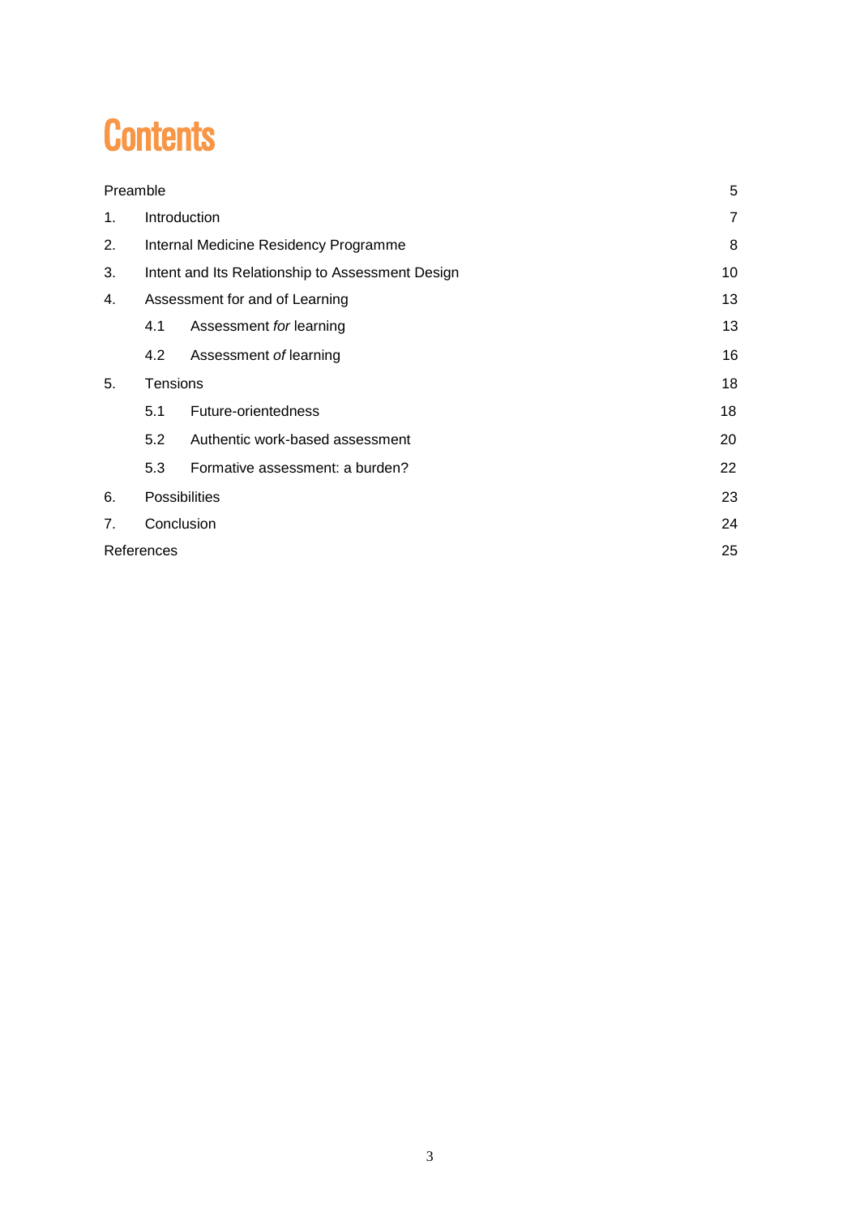# Contents

| | | |
|---|---|---|
| Preamble | | 5 |
| 1. | Introduction | 7 |
| 2. | Internal Medicine Residency Programme | 8 |
| 3. | Intent and Its Relationship to Assessment Design | 10 |
| 4. | Assessment for and of Learning | 13 |
| | 4.1 Assessment *for* learning | 13 |
| | 4.2 Assessment *of* learning | 16 |
| 5. | Tensions | 18 |
| | 5.1 Future-orientedness | 18 |
| | 5.2 Authentic work-based assessment | 20 |
| | 5.3 Formative assessment: a burden? | 22 |
| 6. | Possibilities | 23 |
| 7. | Conclusion | 24 |
| References | | 25 |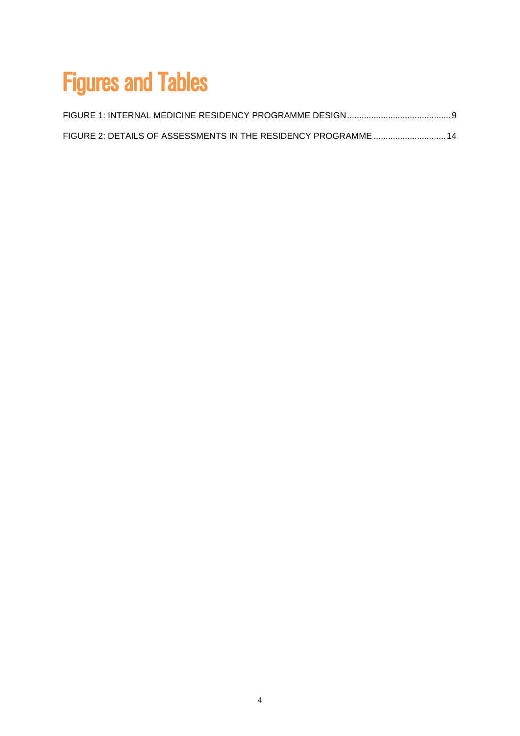# Figures and Tables

FIGURE 1: INTERNAL MEDICINE RESIDENCY PROGRAMME DESIGN .......................................... 9

FIGURE 2: DETAILS OF ASSESSMENTS IN THE RESIDENCY PROGRAMME ............................. 14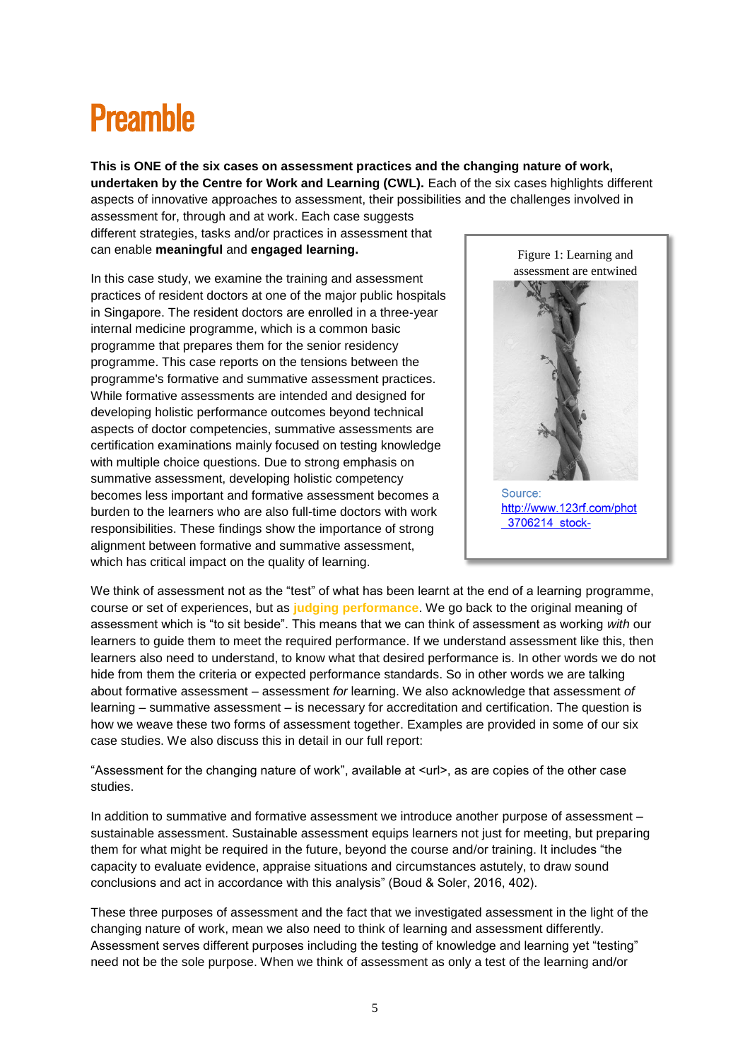# Preamble

**This is ONE of the six cases on assessment practices and the changing nature of work, undertaken by the Centre for Work and Learning (CWL).** Each of the six cases highlights different aspects of innovative approaches to assessment, their possibilities and the challenges involved in assessment for, through and at work. Each case suggests different strategies, tasks and/or practices in assessment that can enable **meaningful** and **engaged learning.**

Figure 1: Learning and assessment are entwined

Source: http://www.123rf.com/phot _3706214_stock-

In this case study, we examine the training and assessment practices of resident doctors at one of the major public hospitals in Singapore. The resident doctors are enrolled in a three-year internal medicine programme, which is a common basic programme that prepares them for the senior residency programme. This case reports on the tensions between the programme's formative and summative assessment practices. While formative assessments are intended and designed for developing holistic performance outcomes beyond technical aspects of doctor competencies, summative assessments are certification examinations mainly focused on testing knowledge with multiple choice questions. Due to strong emphasis on summative assessment, developing holistic competency becomes less important and formative assessment becomes a burden to the learners who are also full-time doctors with work responsibilities. These findings show the importance of strong alignment between formative and summative assessment, which has critical impact on the quality of learning.

We think of assessment not as the "test" of what has been learnt at the end of a learning programme, course or set of experiences, but as **judging performance**. We go back to the original meaning of assessment which is "to sit beside". This means that we can think of assessment as working *with* our learners to guide them to meet the required performance. If we understand assessment like this, then learners also need to understand, to know what that desired performance is. In other words we do not hide from them the criteria or expected performance standards. So in other words we are talking about formative assessment – assessment *for* learning. We also acknowledge that assessment *of* learning – summative assessment – is necessary for accreditation and certification. The question is how we weave these two forms of assessment together. Examples are provided in some of our six case studies. We also discuss this in detail in our full report:

"Assessment for the changing nature of work", available at <url>, as are copies of the other case studies.

In addition to summative and formative assessment we introduce another purpose of assessment – sustainable assessment. Sustainable assessment equips learners not just for meeting, but preparing them for what might be required in the future, beyond the course and/or training. It includes "the capacity to evaluate evidence, appraise situations and circumstances astutely, to draw sound conclusions and act in accordance with this analysis" (Boud & Soler, 2016, 402).

These three purposes of assessment and the fact that we investigated assessment in the light of the changing nature of work, mean we also need to think of learning and assessment differently. Assessment serves different purposes including the testing of knowledge and learning yet "testing" need not be the sole purpose. When we think of assessment as only a test of the learning and/or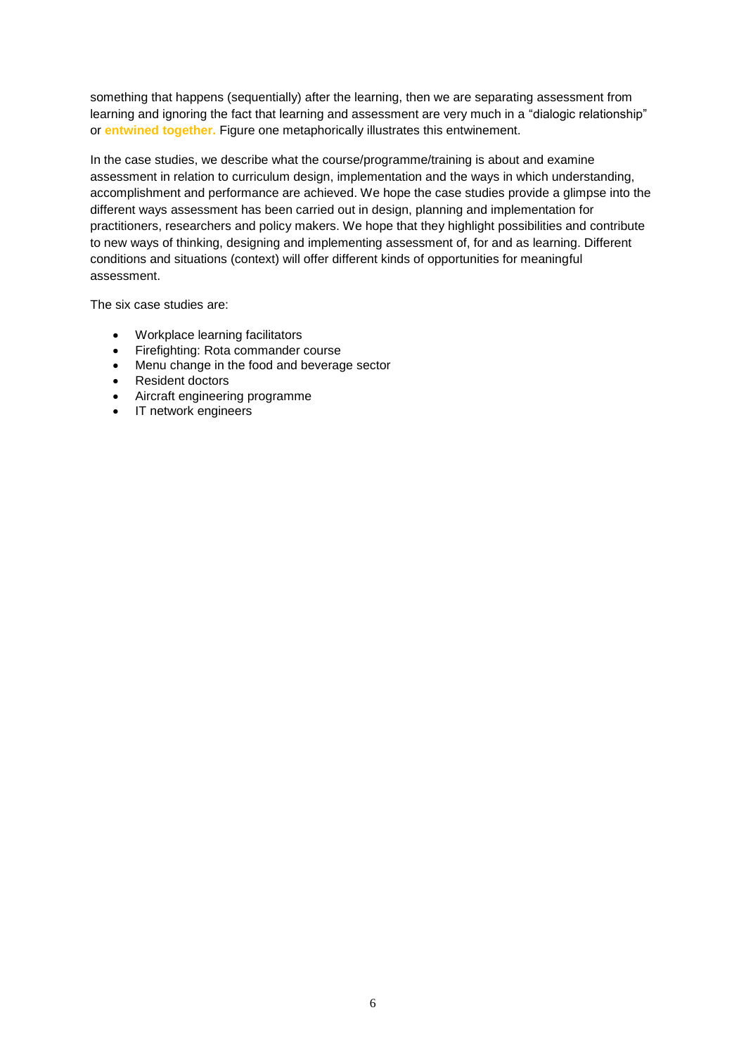something that happens (sequentially) after the learning, then we are separating assessment from learning and ignoring the fact that learning and assessment are very much in a "dialogic relationship" or **entwined together.** Figure one metaphorically illustrates this entwinement.

In the case studies, we describe what the course/programme/training is about and examine assessment in relation to curriculum design, implementation and the ways in which understanding, accomplishment and performance are achieved. We hope the case studies provide a glimpse into the different ways assessment has been carried out in design, planning and implementation for practitioners, researchers and policy makers. We hope that they highlight possibilities and contribute to new ways of thinking, designing and implementing assessment of, for and as learning. Different conditions and situations (context) will offer different kinds of opportunities for meaningful assessment.

The six case studies are:

- Workplace learning facilitators
- Firefighting: Rota commander course
- Menu change in the food and beverage sector
- Resident doctors
- Aircraft engineering programme
- IT network engineers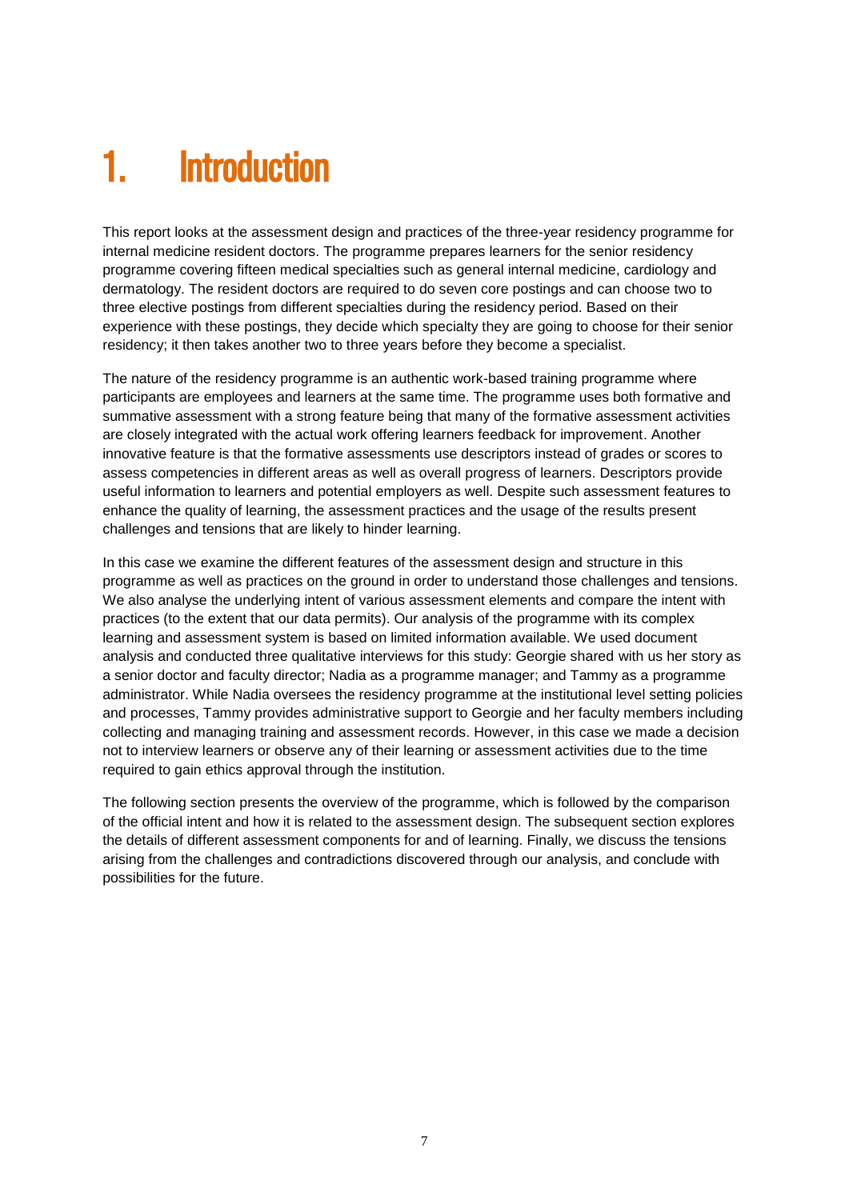# 1. Introduction

This report looks at the assessment design and practices of the three-year residency programme for internal medicine resident doctors. The programme prepares learners for the senior residency programme covering fifteen medical specialties such as general internal medicine, cardiology and dermatology. The resident doctors are required to do seven core postings and can choose two to three elective postings from different specialties during the residency period. Based on their experience with these postings, they decide which specialty they are going to choose for their senior residency; it then takes another two to three years before they become a specialist.

The nature of the residency programme is an authentic work-based training programme where participants are employees and learners at the same time. The programme uses both formative and summative assessment with a strong feature being that many of the formative assessment activities are closely integrated with the actual work offering learners feedback for improvement. Another innovative feature is that the formative assessments use descriptors instead of grades or scores to assess competencies in different areas as well as overall progress of learners. Descriptors provide useful information to learners and potential employers as well. Despite such assessment features to enhance the quality of learning, the assessment practices and the usage of the results present challenges and tensions that are likely to hinder learning.

In this case we examine the different features of the assessment design and structure in this programme as well as practices on the ground in order to understand those challenges and tensions. We also analyse the underlying intent of various assessment elements and compare the intent with practices (to the extent that our data permits). Our analysis of the programme with its complex learning and assessment system is based on limited information available. We used document analysis and conducted three qualitative interviews for this study: Georgie shared with us her story as a senior doctor and faculty director; Nadia as a programme manager; and Tammy as a programme administrator. While Nadia oversees the residency programme at the institutional level setting policies and processes, Tammy provides administrative support to Georgie and her faculty members including collecting and managing training and assessment records. However, in this case we made a decision not to interview learners or observe any of their learning or assessment activities due to the time required to gain ethics approval through the institution.

The following section presents the overview of the programme, which is followed by the comparison of the official intent and how it is related to the assessment design. The subsequent section explores the details of different assessment components for and of learning. Finally, we discuss the tensions arising from the challenges and contradictions discovered through our analysis, and conclude with possibilities for the future.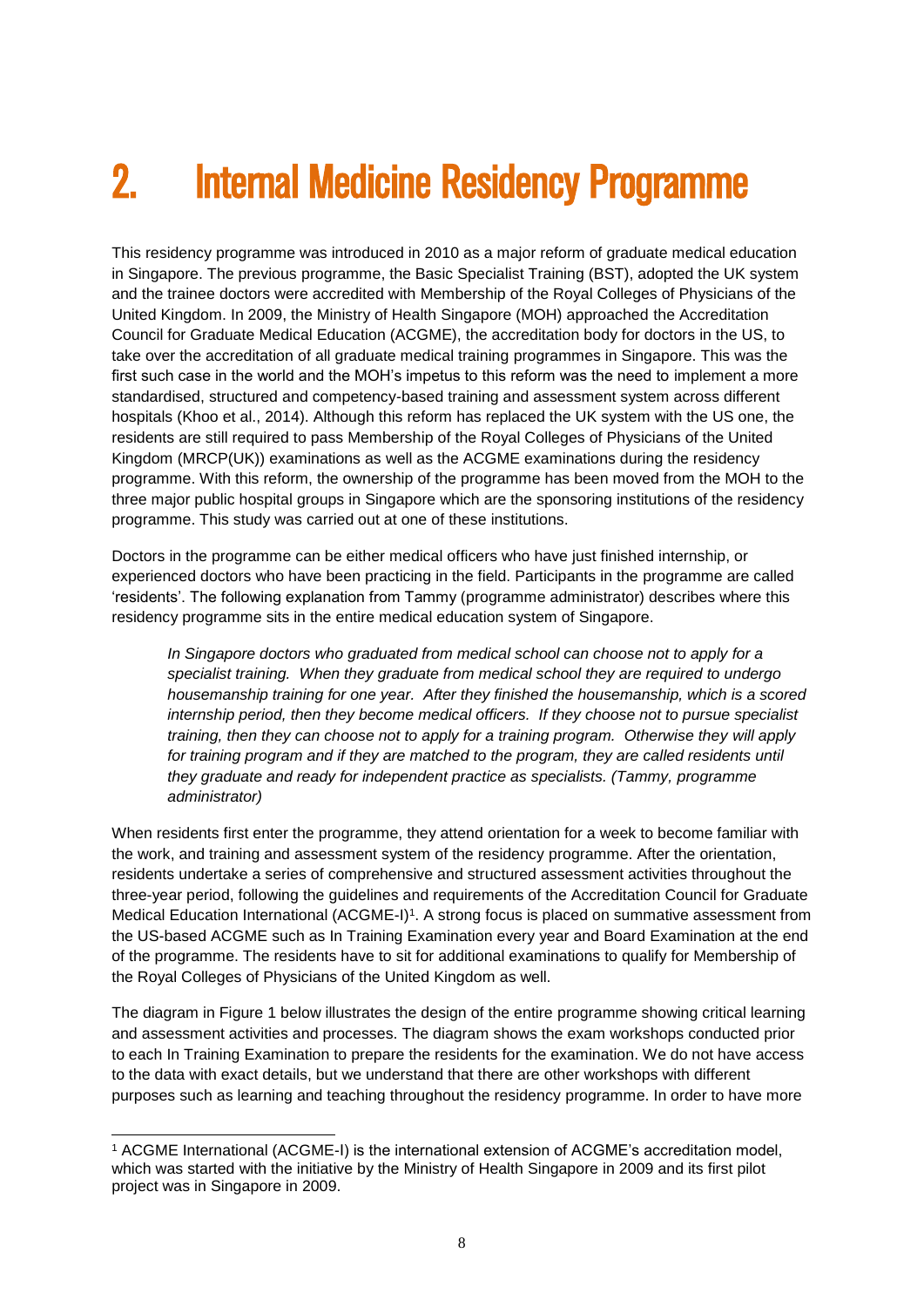# 2. Internal Medicine Residency Programme

This residency programme was introduced in 2010 as a major reform of graduate medical education in Singapore. The previous programme, the Basic Specialist Training (BST), adopted the UK system and the trainee doctors were accredited with Membership of the Royal Colleges of Physicians of the United Kingdom. In 2009, the Ministry of Health Singapore (MOH) approached the Accreditation Council for Graduate Medical Education (ACGME), the accreditation body for doctors in the US, to take over the accreditation of all graduate medical training programmes in Singapore. This was the first such case in the world and the MOH's impetus to this reform was the need to implement a more standardised, structured and competency-based training and assessment system across different hospitals (Khoo et al., 2014). Although this reform has replaced the UK system with the US one, the residents are still required to pass Membership of the Royal Colleges of Physicians of the United Kingdom (MRCP(UK)) examinations as well as the ACGME examinations during the residency programme. With this reform, the ownership of the programme has been moved from the MOH to the three major public hospital groups in Singapore which are the sponsoring institutions of the residency programme. This study was carried out at one of these institutions.

Doctors in the programme can be either medical officers who have just finished internship, or experienced doctors who have been practicing in the field. Participants in the programme are called 'residents'. The following explanation from Tammy (programme administrator) describes where this residency programme sits in the entire medical education system of Singapore.

> *In Singapore doctors who graduated from medical school can choose not to apply for a specialist training. When they graduate from medical school they are required to undergo housemanship training for one year. After they finished the housemanship, which is a scored internship period, then they become medical officers. If they choose not to pursue specialist training, then they can choose not to apply for a training program. Otherwise they will apply for training program and if they are matched to the program, they are called residents until they graduate and ready for independent practice as specialists. (Tammy, programme administrator)*

When residents first enter the programme, they attend orientation for a week to become familiar with the work, and training and assessment system of the residency programme. After the orientation, residents undertake a series of comprehensive and structured assessment activities throughout the three-year period, following the guidelines and requirements of the Accreditation Council for Graduate Medical Education International (ACGME-I)[1]. A strong focus is placed on summative assessment from the US-based ACGME such as In Training Examination every year and Board Examination at the end of the programme. The residents have to sit for additional examinations to qualify for Membership of the Royal Colleges of Physicians of the United Kingdom as well.

The diagram in Figure 1 below illustrates the design of the entire programme showing critical learning and assessment activities and processes. The diagram shows the exam workshops conducted prior to each In Training Examination to prepare the residents for the examination. We do not have access to the data with exact details, but we understand that there are other workshops with different purposes such as learning and teaching throughout the residency programme. In order to have more

[1] ACGME International (ACGME-I) is the international extension of ACGME's accreditation model, which was started with the initiative by the Ministry of Health Singapore in 2009 and its first pilot project was in Singapore in 2009.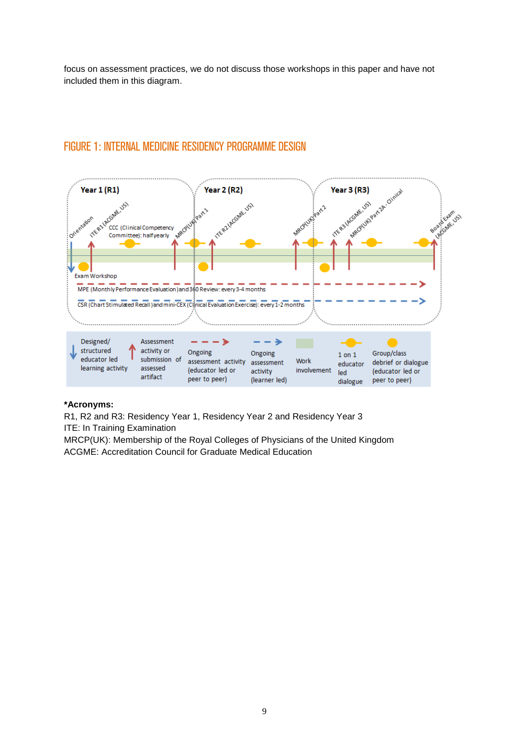focus on assessment practices, we do not discuss those workshops in this paper and have not included them in this diagram.

## FIGURE 1: INTERNAL MEDICINE RESIDENCY PROGRAMME DESIGN

**\*Acronyms:**

R1, R2 and R3: Residency Year 1, Residency Year 2 and Residency Year 3

ITE: In Training Examination

MRCP(UK): Membership of the Royal Colleges of Physicians of the United Kingdom

ACGME: Accreditation Council for Graduate Medical Education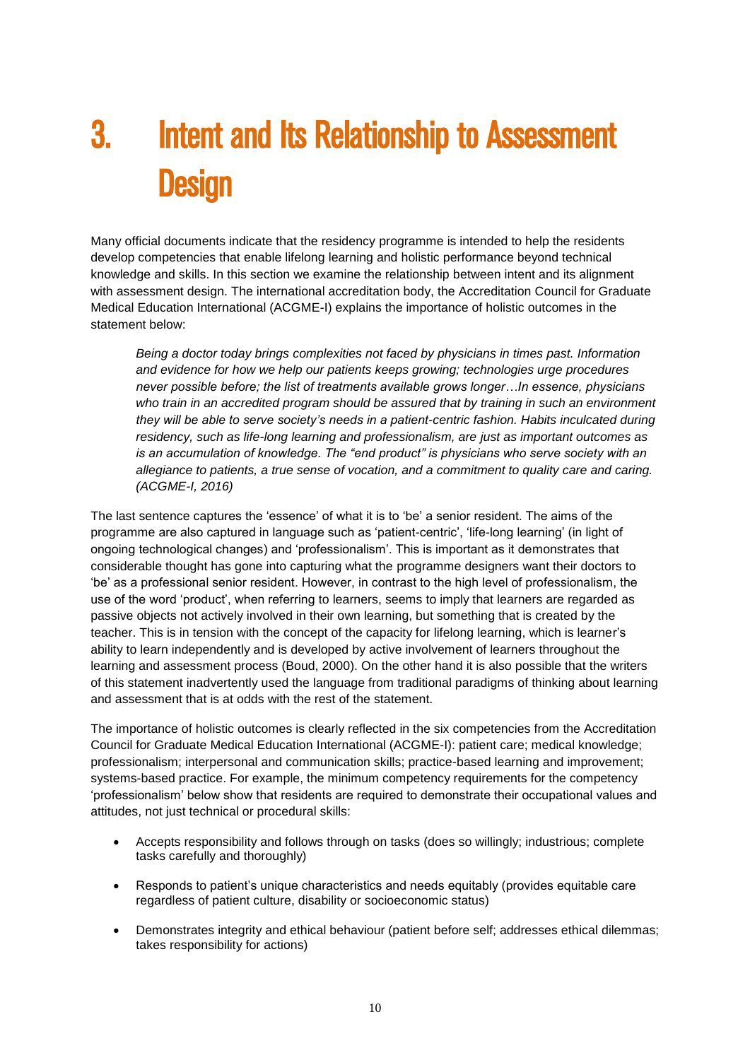# 3. Intent and Its Relationship to Assessment Design

Many official documents indicate that the residency programme is intended to help the residents develop competencies that enable lifelong learning and holistic performance beyond technical knowledge and skills. In this section we examine the relationship between intent and its alignment with assessment design. The international accreditation body, the Accreditation Council for Graduate Medical Education International (ACGME-I) explains the importance of holistic outcomes in the statement below:

> *Being a doctor today brings complexities not faced by physicians in times past. Information and evidence for how we help our patients keeps growing; technologies urge procedures never possible before; the list of treatments available grows longer…In essence, physicians who train in an accredited program should be assured that by training in such an environment they will be able to serve society's needs in a patient-centric fashion. Habits inculcated during residency, such as life-long learning and professionalism, are just as important outcomes as is an accumulation of knowledge. The "end product" is physicians who serve society with an allegiance to patients, a true sense of vocation, and a commitment to quality care and caring. (ACGME-I, 2016)*

The last sentence captures the 'essence' of what it is to 'be' a senior resident. The aims of the programme are also captured in language such as 'patient-centric', 'life-long learning' (in light of ongoing technological changes) and 'professionalism'. This is important as it demonstrates that considerable thought has gone into capturing what the programme designers want their doctors to 'be' as a professional senior resident. However, in contrast to the high level of professionalism, the use of the word 'product', when referring to learners, seems to imply that learners are regarded as passive objects not actively involved in their own learning, but something that is created by the teacher. This is in tension with the concept of the capacity for lifelong learning, which is learner's ability to learn independently and is developed by active involvement of learners throughout the learning and assessment process (Boud, 2000). On the other hand it is also possible that the writers of this statement inadvertently used the language from traditional paradigms of thinking about learning and assessment that is at odds with the rest of the statement.

The importance of holistic outcomes is clearly reflected in the six competencies from the Accreditation Council for Graduate Medical Education International (ACGME-I): patient care; medical knowledge; professionalism; interpersonal and communication skills; practice-based learning and improvement; systems-based practice. For example, the minimum competency requirements for the competency 'professionalism' below show that residents are required to demonstrate their occupational values and attitudes, not just technical or procedural skills:

- Accepts responsibility and follows through on tasks (does so willingly; industrious; complete tasks carefully and thoroughly)
- Responds to patient's unique characteristics and needs equitably (provides equitable care regardless of patient culture, disability or socioeconomic status)
- Demonstrates integrity and ethical behaviour (patient before self; addresses ethical dilemmas; takes responsibility for actions)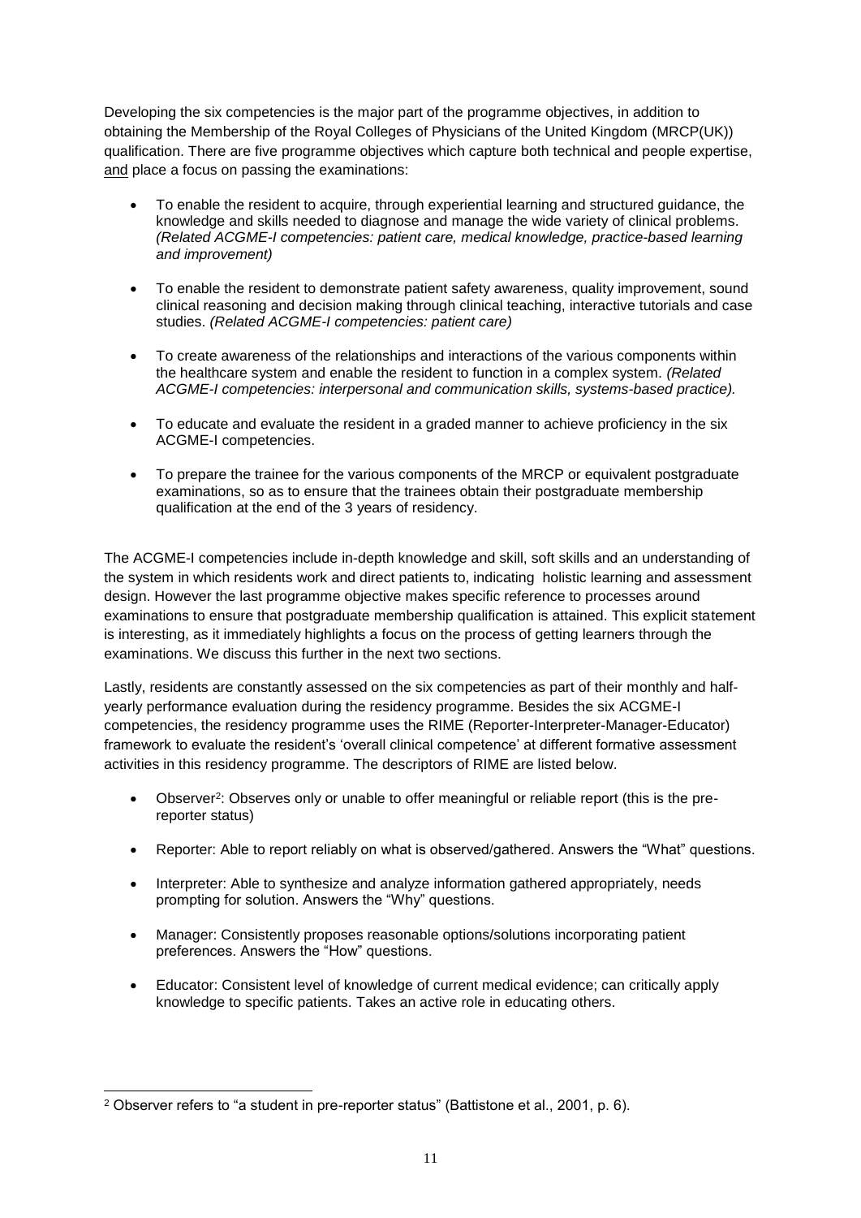Developing the six competencies is the major part of the programme objectives, in addition to obtaining the Membership of the Royal Colleges of Physicians of the United Kingdom (MRCP(UK)) qualification. There are five programme objectives which capture both technical and people expertise, and place a focus on passing the examinations:

- To enable the resident to acquire, through experiential learning and structured guidance, the knowledge and skills needed to diagnose and manage the wide variety of clinical problems. *(Related ACGME-I competencies: patient care, medical knowledge, practice-based learning and improvement)*
- To enable the resident to demonstrate patient safety awareness, quality improvement, sound clinical reasoning and decision making through clinical teaching, interactive tutorials and case studies. *(Related ACGME-I competencies: patient care)*
- To create awareness of the relationships and interactions of the various components within the healthcare system and enable the resident to function in a complex system. *(Related ACGME-I competencies: interpersonal and communication skills, systems-based practice).*
- To educate and evaluate the resident in a graded manner to achieve proficiency in the six ACGME-I competencies.
- To prepare the trainee for the various components of the MRCP or equivalent postgraduate examinations, so as to ensure that the trainees obtain their postgraduate membership qualification at the end of the 3 years of residency.

The ACGME-I competencies include in-depth knowledge and skill, soft skills and an understanding of the system in which residents work and direct patients to, indicating holistic learning and assessment design. However the last programme objective makes specific reference to processes around examinations to ensure that postgraduate membership qualification is attained. This explicit statement is interesting, as it immediately highlights a focus on the process of getting learners through the examinations. We discuss this further in the next two sections.

Lastly, residents are constantly assessed on the six competencies as part of their monthly and half-yearly performance evaluation during the residency programme. Besides the six ACGME-I competencies, the residency programme uses the RIME (Reporter-Interpreter-Manager-Educator) framework to evaluate the resident's 'overall clinical competence' at different formative assessment activities in this residency programme. The descriptors of RIME are listed below.

- Observer[2]: Observes only or unable to offer meaningful or reliable report (this is the pre-reporter status)
- Reporter: Able to report reliably on what is observed/gathered. Answers the "What" questions.
- Interpreter: Able to synthesize and analyze information gathered appropriately, needs prompting for solution. Answers the "Why" questions.
- Manager: Consistently proposes reasonable options/solutions incorporating patient preferences. Answers the "How" questions.
- Educator: Consistent level of knowledge of current medical evidence; can critically apply knowledge to specific patients. Takes an active role in educating others.

---

[2] Observer refers to "a student in pre-reporter status" (Battistone et al., 2001, p. 6).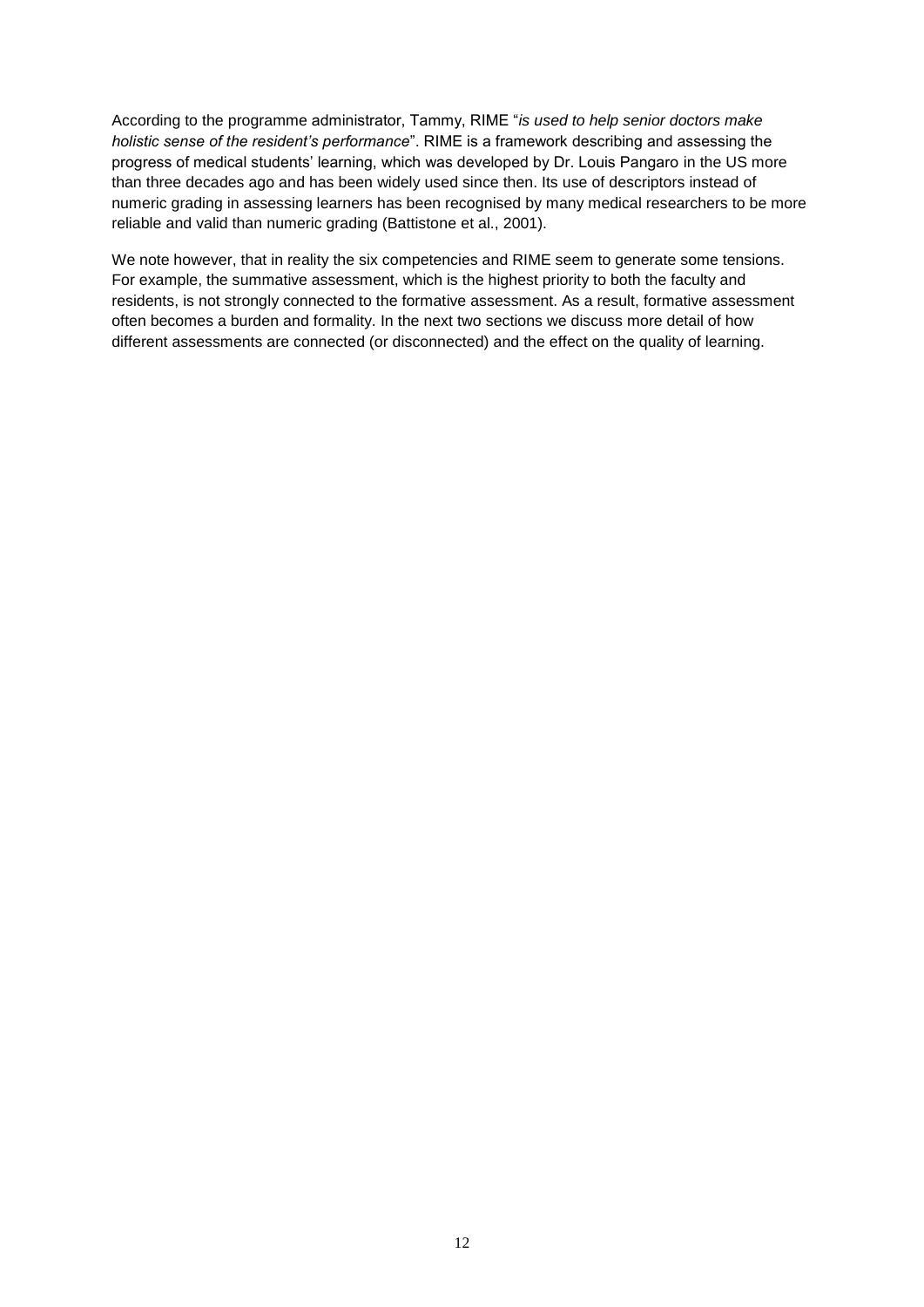According to the programme administrator, Tammy, RIME "*is used to help senior doctors make holistic sense of the resident's performance*". RIME is a framework describing and assessing the progress of medical students' learning, which was developed by Dr. Louis Pangaro in the US more than three decades ago and has been widely used since then. Its use of descriptors instead of numeric grading in assessing learners has been recognised by many medical researchers to be more reliable and valid than numeric grading (Battistone et al., 2001).

We note however, that in reality the six competencies and RIME seem to generate some tensions. For example, the summative assessment, which is the highest priority to both the faculty and residents, is not strongly connected to the formative assessment. As a result, formative assessment often becomes a burden and formality. In the next two sections we discuss more detail of how different assessments are connected (or disconnected) and the effect on the quality of learning.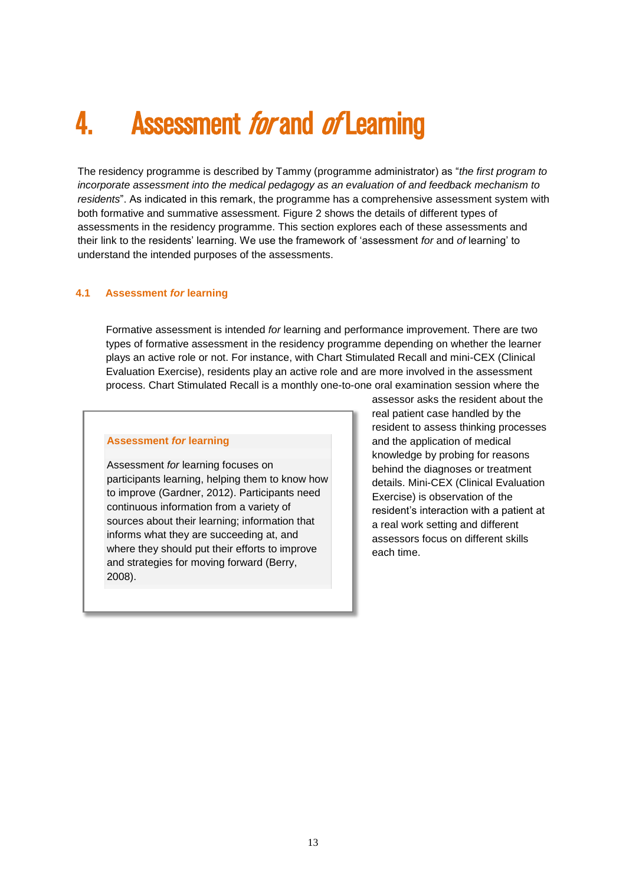# 4. Assessment *for* and *of* Learning

The residency programme is described by Tammy (programme administrator) as "*the first program to incorporate assessment into the medical pedagogy as an evaluation of and feedback mechanism to residents*". As indicated in this remark, the programme has a comprehensive assessment system with both formative and summative assessment. Figure 2 shows the details of different types of assessments in the residency programme. This section explores each of these assessments and their link to the residents' learning. We use the framework of 'assessment *for* and *of* learning' to understand the intended purposes of the assessments.

## 4.1 Assessment *for* learning

Formative assessment is intended *for* learning and performance improvement. There are two types of formative assessment in the residency programme depending on whether the learner plays an active role or not. For instance, with Chart Stimulated Recall and mini-CEX (Clinical Evaluation Exercise), residents play an active role and are more involved in the assessment process. Chart Stimulated Recall is a monthly one-to-one oral examination session where the assessor asks the resident about the real patient case handled by the resident to assess thinking processes and the application of medical knowledge by probing for reasons behind the diagnoses or treatment details. Mini-CEX (Clinical Evaluation Exercise) is observation of the resident's interaction with a patient at a real work setting and different assessors focus on different skills each time.

> **Assessment *for* learning**
>
> Assessment *for* learning focuses on participants learning, helping them to know how to improve (Gardner, 2012). Participants need continuous information from a variety of sources about their learning; information that informs what they are succeeding at, and where they should put their efforts to improve and strategies for moving forward (Berry, 2008).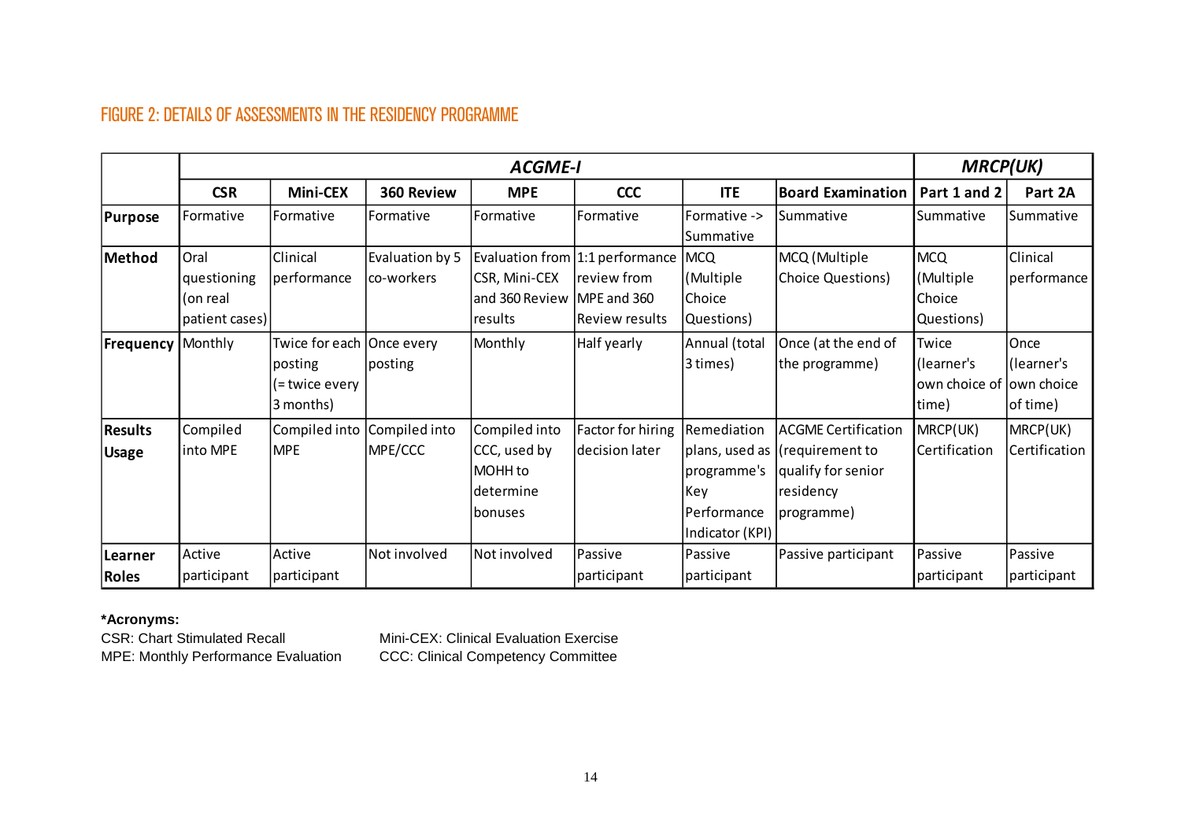## FIGURE 2: DETAILS OF ASSESSMENTS IN THE RESIDENCY PROGRAMME

| | *ACGME-I* | | | | | | | *MRCP(UK)* | |
|---|---|---|---|---|---|---|---|---|---|
| | **CSR** | **Mini-CEX** | **360 Review** | **MPE** | **CCC** | **ITE** | **Board Examination** | **Part 1 and 2** | **Part 2A** |
| **Purpose** | Formative | Formative | Formative | Formative | Formative | Formative -> Summative | Summative | Summative | Summative |
| **Method** | Oral questioning (on real patient cases) | Clinical performance | Evaluation by 5 co-workers | Evaluation from CSR, Mini-CEX and 360 Review results | 1:1 performance review from MPE and 360 Review results | MCQ (Multiple Choice Questions) | MCQ (Multiple Choice Questions) | MCQ (Multiple Choice Questions) | Clinical performance |
| **Frequency** | Monthly | Twice for each posting (= twice every 3 months) | Once every posting | Monthly | Half yearly | Annual (total 3 times) | Once (at the end of the programme) | Twice (learner's own choice of time) | Once (learner's own choice of time) |
| **Results Usage** | Compiled into MPE | Compiled into MPE | Compiled into MPE/CCC | Compiled into CCC, used by MOHH to determine bonuses | Factor for hiring decision later | Remediation plans, used as programme's Key Performance Indicator (KPI) | ACGME Certification (requirement to qualify for senior residency programme) | MRCP(UK) Certification | MRCP(UK) Certification |
| **Learner Roles** | Active participant | Active participant | Not involved | Not involved | Passive participant | Passive participant | Passive participant | Passive participant | Passive participant |

**\*Acronyms:**

CSR: Chart Stimulated Recall
MPE: Monthly Performance Evaluation
Mini-CEX: Clinical Evaluation Exercise
CCC: Clinical Competency Committee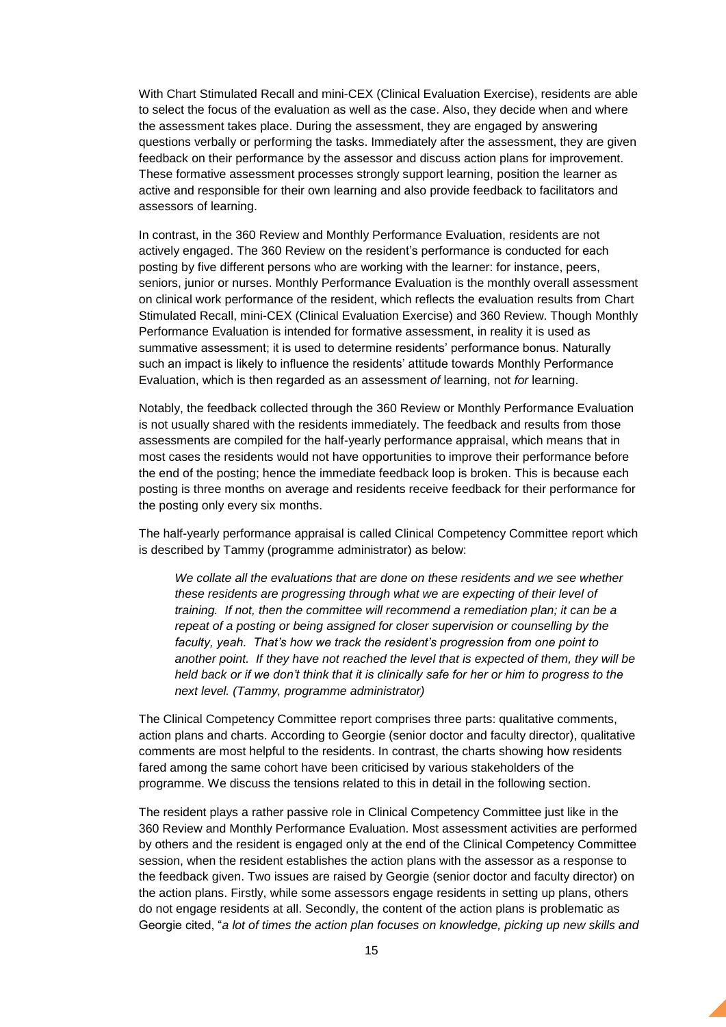With Chart Stimulated Recall and mini-CEX (Clinical Evaluation Exercise), residents are able to select the focus of the evaluation as well as the case. Also, they decide when and where the assessment takes place. During the assessment, they are engaged by answering questions verbally or performing the tasks. Immediately after the assessment, they are given feedback on their performance by the assessor and discuss action plans for improvement. These formative assessment processes strongly support learning, position the learner as active and responsible for their own learning and also provide feedback to facilitators and assessors of learning.

In contrast, in the 360 Review and Monthly Performance Evaluation, residents are not actively engaged. The 360 Review on the resident's performance is conducted for each posting by five different persons who are working with the learner: for instance, peers, seniors, junior or nurses. Monthly Performance Evaluation is the monthly overall assessment on clinical work performance of the resident, which reflects the evaluation results from Chart Stimulated Recall, mini-CEX (Clinical Evaluation Exercise) and 360 Review. Though Monthly Performance Evaluation is intended for formative assessment, in reality it is used as summative assessment; it is used to determine residents' performance bonus. Naturally such an impact is likely to influence the residents' attitude towards Monthly Performance Evaluation, which is then regarded as an assessment *of* learning, not *for* learning.

Notably, the feedback collected through the 360 Review or Monthly Performance Evaluation is not usually shared with the residents immediately. The feedback and results from those assessments are compiled for the half-yearly performance appraisal, which means that in most cases the residents would not have opportunities to improve their performance before the end of the posting; hence the immediate feedback loop is broken. This is because each posting is three months on average and residents receive feedback for their performance for the posting only every six months.

The half-yearly performance appraisal is called Clinical Competency Committee report which is described by Tammy (programme administrator) as below:

> *We collate all the evaluations that are done on these residents and we see whether these residents are progressing through what we are expecting of their level of training. If not, then the committee will recommend a remediation plan; it can be a repeat of a posting or being assigned for closer supervision or counselling by the faculty, yeah. That's how we track the resident's progression from one point to another point. If they have not reached the level that is expected of them, they will be held back or if we don't think that it is clinically safe for her or him to progress to the next level. (Tammy, programme administrator)*

The Clinical Competency Committee report comprises three parts: qualitative comments, action plans and charts. According to Georgie (senior doctor and faculty director), qualitative comments are most helpful to the residents. In contrast, the charts showing how residents fared among the same cohort have been criticised by various stakeholders of the programme. We discuss the tensions related to this in detail in the following section.

The resident plays a rather passive role in Clinical Competency Committee just like in the 360 Review and Monthly Performance Evaluation. Most assessment activities are performed by others and the resident is engaged only at the end of the Clinical Competency Committee session, when the resident establishes the action plans with the assessor as a response to the feedback given. Two issues are raised by Georgie (senior doctor and faculty director) on the action plans. Firstly, while some assessors engage residents in setting up plans, others do not engage residents at all. Secondly, the content of the action plans is problematic as Georgie cited, "*a lot of times the action plan focuses on knowledge, picking up new skills and*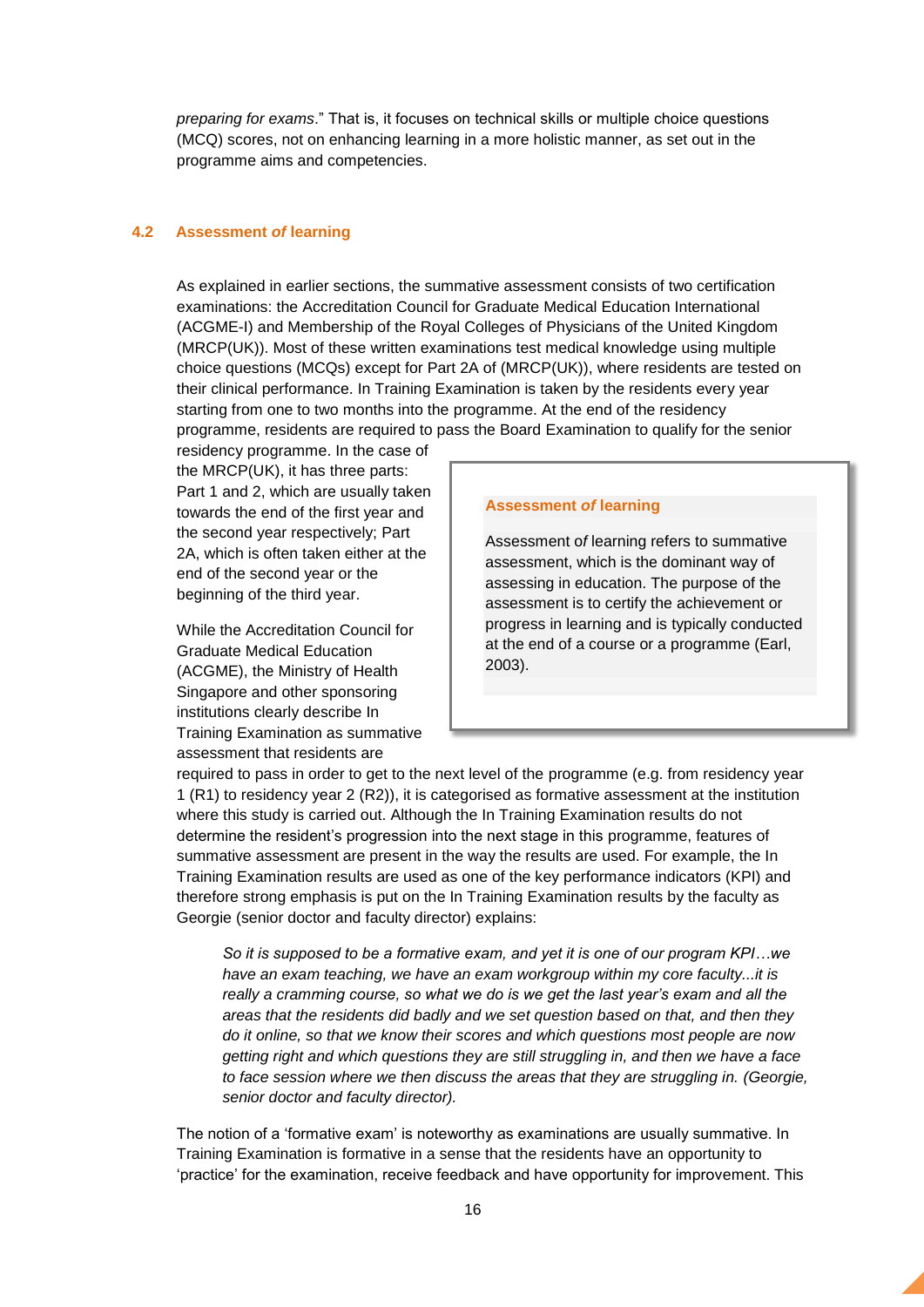*preparing for exams*." That is, it focuses on technical skills or multiple choice questions (MCQ) scores, not on enhancing learning in a more holistic manner, as set out in the programme aims and competencies.

## 4.2 Assessment *of* learning

As explained in earlier sections, the summative assessment consists of two certification examinations: the Accreditation Council for Graduate Medical Education International (ACGME-I) and Membership of the Royal Colleges of Physicians of the United Kingdom (MRCP(UK)). Most of these written examinations test medical knowledge using multiple choice questions (MCQs) except for Part 2A of (MRCP(UK)), where residents are tested on their clinical performance. In Training Examination is taken by the residents every year starting from one to two months into the programme. At the end of the residency programme, residents are required to pass the Board Examination to qualify for the senior residency programme. In the case of the MRCP(UK), it has three parts: Part 1 and 2, which are usually taken towards the end of the first year and the second year respectively; Part 2A, which is often taken either at the end of the second year or the beginning of the third year.

> **Assessment *of* learning**
>
> Assessment *of* learning refers to summative assessment, which is the dominant way of assessing in education. The purpose of the assessment is to certify the achievement or progress in learning and is typically conducted at the end of a course or a programme (Earl, 2003).

While the Accreditation Council for Graduate Medical Education (ACGME), the Ministry of Health Singapore and other sponsoring institutions clearly describe In Training Examination as summative assessment that residents are required to pass in order to get to the next level of the programme (e.g. from residency year 1 (R1) to residency year 2 (R2)), it is categorised as formative assessment at the institution where this study is carried out. Although the In Training Examination results do not determine the resident's progression into the next stage in this programme, features of summative assessment are present in the way the results are used. For example, the In Training Examination results are used as one of the key performance indicators (KPI) and therefore strong emphasis is put on the In Training Examination results by the faculty as Georgie (senior doctor and faculty director) explains:

> *So it is supposed to be a formative exam, and yet it is one of our program KPI…we have an exam teaching, we have an exam workgroup within my core faculty...it is really a cramming course, so what we do is we get the last year's exam and all the areas that the residents did badly and we set question based on that, and then they do it online, so that we know their scores and which questions most people are now getting right and which questions they are still struggling in, and then we have a face to face session where we then discuss the areas that they are struggling in. (Georgie, senior doctor and faculty director).*

The notion of a 'formative exam' is noteworthy as examinations are usually summative. In Training Examination is formative in a sense that the residents have an opportunity to 'practice' for the examination, receive feedback and have opportunity for improvement. This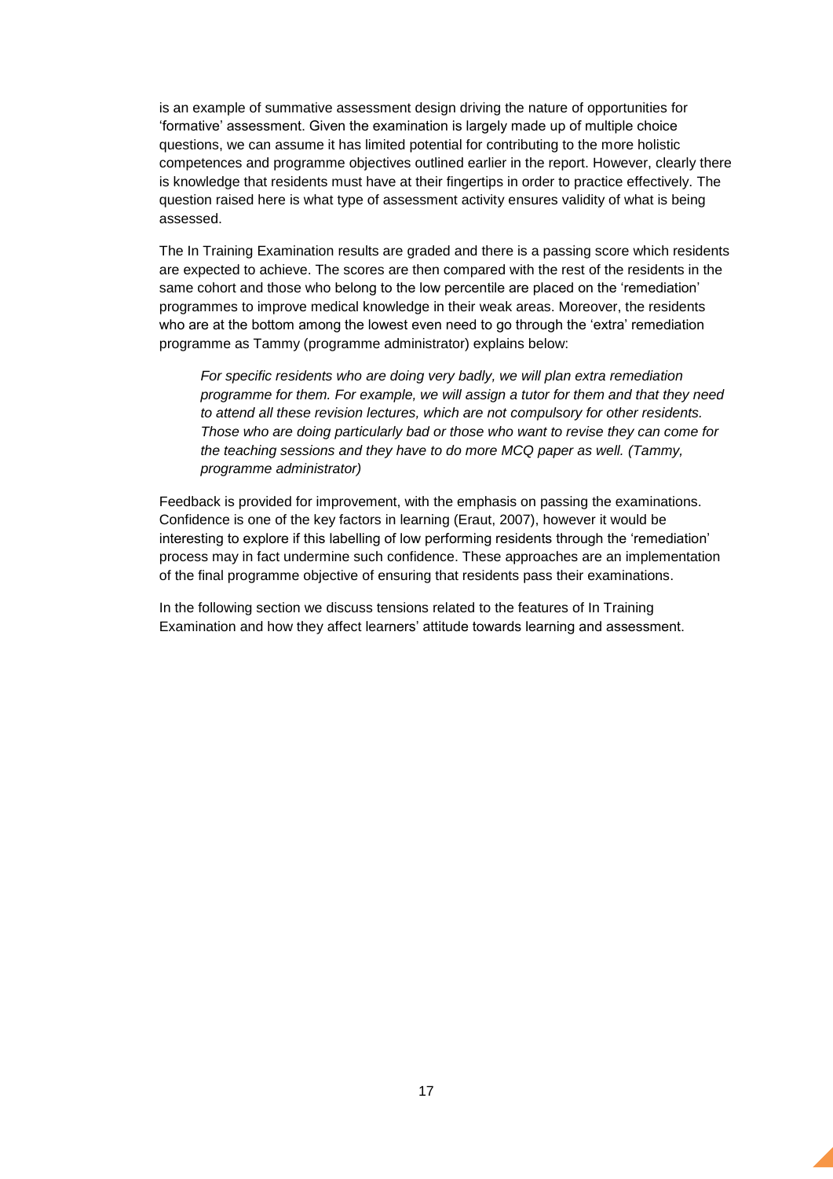is an example of summative assessment design driving the nature of opportunities for 'formative' assessment. Given the examination is largely made up of multiple choice questions, we can assume it has limited potential for contributing to the more holistic competences and programme objectives outlined earlier in the report. However, clearly there is knowledge that residents must have at their fingertips in order to practice effectively. The question raised here is what type of assessment activity ensures validity of what is being assessed.

The In Training Examination results are graded and there is a passing score which residents are expected to achieve. The scores are then compared with the rest of the residents in the same cohort and those who belong to the low percentile are placed on the 'remediation' programmes to improve medical knowledge in their weak areas. Moreover, the residents who are at the bottom among the lowest even need to go through the 'extra' remediation programme as Tammy (programme administrator) explains below:

> *For specific residents who are doing very badly, we will plan extra remediation programme for them. For example, we will assign a tutor for them and that they need to attend all these revision lectures, which are not compulsory for other residents. Those who are doing particularly bad or those who want to revise they can come for the teaching sessions and they have to do more MCQ paper as well. (Tammy, programme administrator)*

Feedback is provided for improvement, with the emphasis on passing the examinations. Confidence is one of the key factors in learning (Eraut, 2007), however it would be interesting to explore if this labelling of low performing residents through the 'remediation' process may in fact undermine such confidence. These approaches are an implementation of the final programme objective of ensuring that residents pass their examinations.

In the following section we discuss tensions related to the features of In Training Examination and how they affect learners' attitude towards learning and assessment.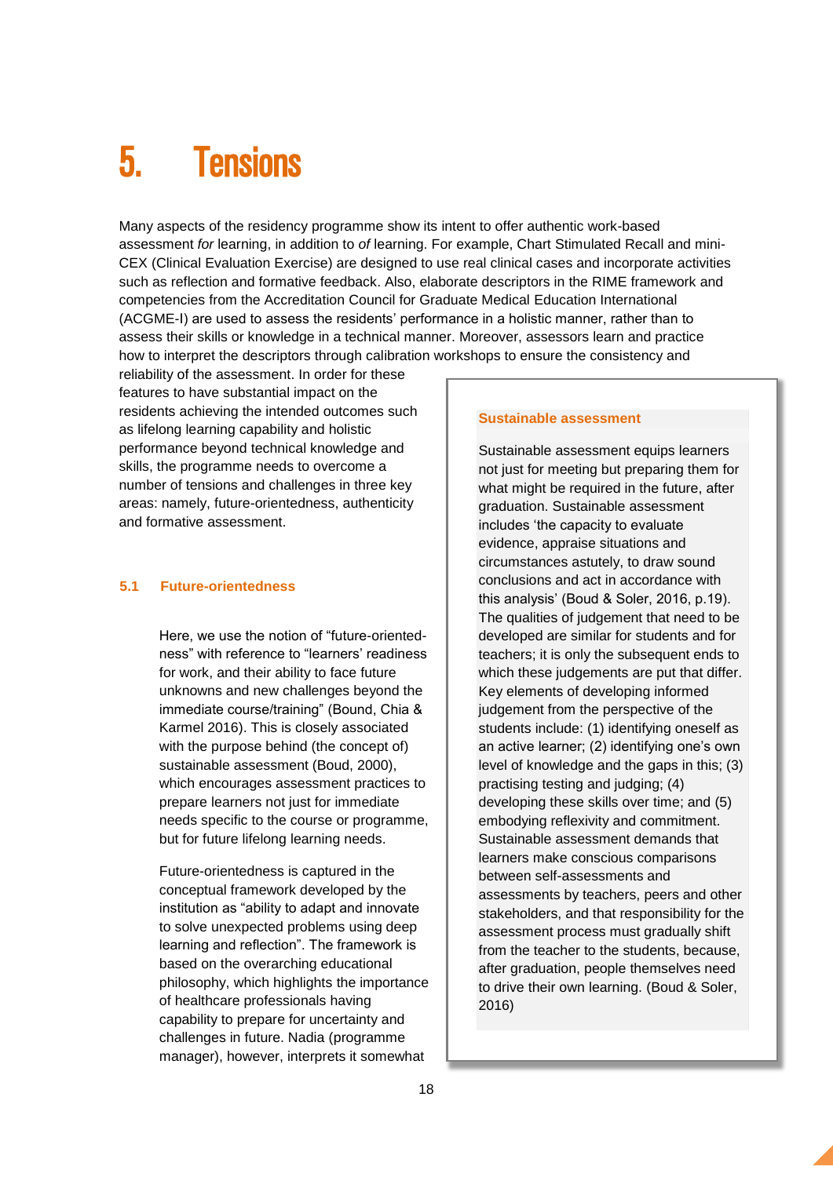# 5. Tensions

Many aspects of the residency programme show its intent to offer authentic work-based assessment *for* learning, in addition to *of* learning. For example, Chart Stimulated Recall and mini-CEX (Clinical Evaluation Exercise) are designed to use real clinical cases and incorporate activities such as reflection and formative feedback. Also, elaborate descriptors in the RIME framework and competencies from the Accreditation Council for Graduate Medical Education International (ACGME-I) are used to assess the residents' performance in a holistic manner, rather than to assess their skills or knowledge in a technical manner. Moreover, assessors learn and practice how to interpret the descriptors through calibration workshops to ensure the consistency and reliability of the assessment. In order for these features to have substantial impact on the residents achieving the intended outcomes such as lifelong learning capability and holistic performance beyond technical knowledge and skills, the programme needs to overcome a number of tensions and challenges in three key areas: namely, future-orientedness, authenticity and formative assessment.

## 5.1 Future-orientedness

Here, we use the notion of "future-oriented-ness" with reference to "learners' readiness for work, and their ability to face future unknowns and new challenges beyond the immediate course/training" (Bound, Chia & Karmel 2016). This is closely associated with the purpose behind (the concept of) sustainable assessment (Boud, 2000), which encourages assessment practices to prepare learners not just for immediate needs specific to the course or programme, but for future lifelong learning needs.

Future-orientedness is captured in the conceptual framework developed by the institution as "ability to adapt and innovate to solve unexpected problems using deep learning and reflection". The framework is based on the overarching educational philosophy, which highlights the importance of healthcare professionals having capability to prepare for uncertainty and challenges in future. Nadia (programme manager), however, interprets it somewhat

**Sustainable assessment**

Sustainable assessment equips learners not just for meeting but preparing them for what might be required in the future, after graduation. Sustainable assessment includes 'the capacity to evaluate evidence, appraise situations and circumstances astutely, to draw sound conclusions and act in accordance with this analysis' (Boud & Soler, 2016, p.19). The qualities of judgement that need to be developed are similar for students and for teachers; it is only the subsequent ends to which these judgements are put that differ. Key elements of developing informed judgement from the perspective of the students include: (1) identifying oneself as an active learner; (2) identifying one's own level of knowledge and the gaps in this; (3) practising testing and judging; (4) developing these skills over time; and (5) embodying reflexivity and commitment. Sustainable assessment demands that learners make conscious comparisons between self-assessments and assessments by teachers, peers and other stakeholders, and that responsibility for the assessment process must gradually shift from the teacher to the students, because, after graduation, people themselves need to drive their own learning. (Boud & Soler, 2016)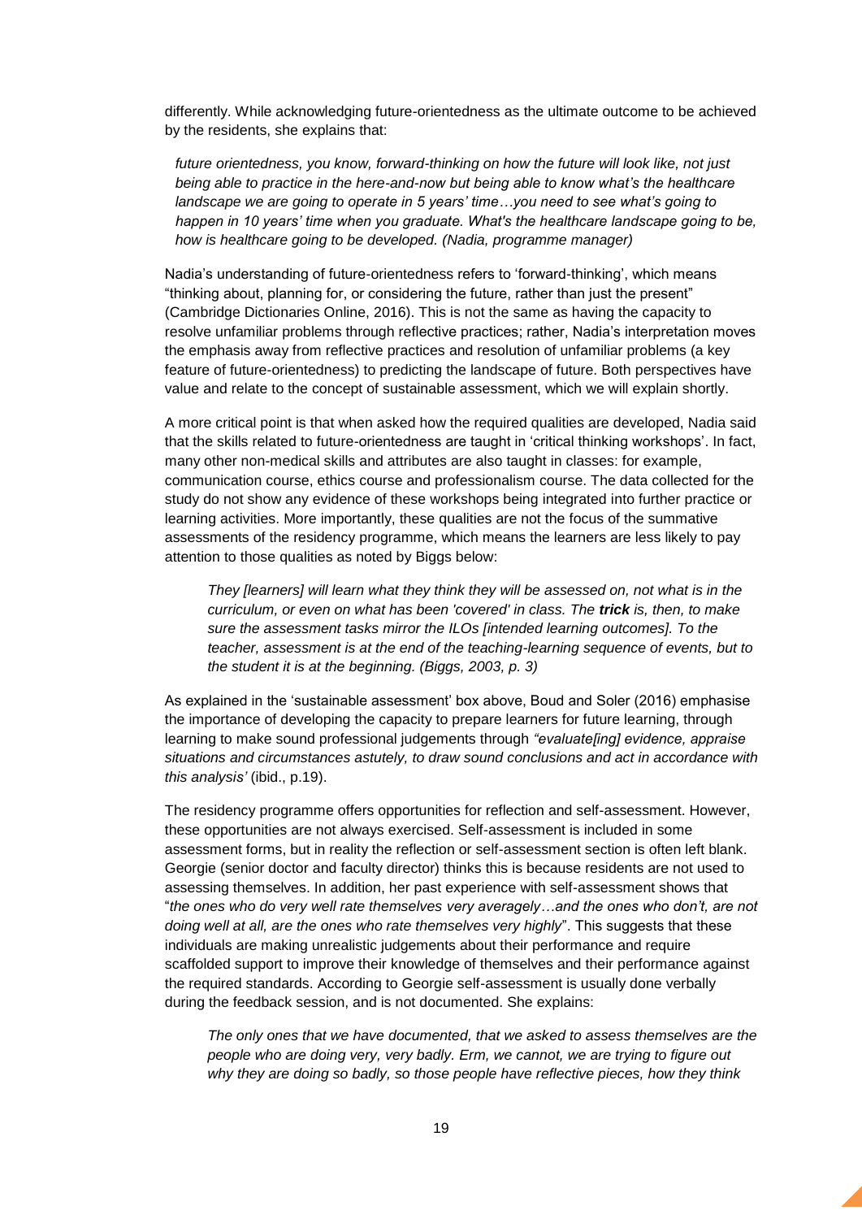differently. While acknowledging future-orientedness as the ultimate outcome to be achieved by the residents, she explains that:

> *future orientedness, you know, forward-thinking on how the future will look like, not just being able to practice in the here-and-now but being able to know what's the healthcare landscape we are going to operate in 5 years' time…you need to see what's going to happen in 10 years' time when you graduate. What's the healthcare landscape going to be, how is healthcare going to be developed. (Nadia, programme manager)*

Nadia's understanding of future-orientedness refers to 'forward-thinking', which means "thinking about, planning for, or considering the future, rather than just the present" (Cambridge Dictionaries Online, 2016). This is not the same as having the capacity to resolve unfamiliar problems through reflective practices; rather, Nadia's interpretation moves the emphasis away from reflective practices and resolution of unfamiliar problems (a key feature of future-orientedness) to predicting the landscape of future. Both perspectives have value and relate to the concept of sustainable assessment, which we will explain shortly.

A more critical point is that when asked how the required qualities are developed, Nadia said that the skills related to future-orientedness are taught in 'critical thinking workshops'. In fact, many other non-medical skills and attributes are also taught in classes: for example, communication course, ethics course and professionalism course. The data collected for the study do not show any evidence of these workshops being integrated into further practice or learning activities. More importantly, these qualities are not the focus of the summative assessments of the residency programme, which means the learners are less likely to pay attention to those qualities as noted by Biggs below:

> *They [learners] will learn what they think they will be assessed on, not what is in the curriculum, or even on what has been 'covered' in class. The **trick** is, then, to make sure the assessment tasks mirror the ILOs [intended learning outcomes]. To the teacher, assessment is at the end of the teaching-learning sequence of events, but to the student it is at the beginning. (Biggs, 2003, p. 3)*

As explained in the 'sustainable assessment' box above, Boud and Soler (2016) emphasise the importance of developing the capacity to prepare learners for future learning, through learning to make sound professional judgements through *"evaluate[ing] evidence, appraise situations and circumstances astutely, to draw sound conclusions and act in accordance with this analysis'* (ibid., p.19).

The residency programme offers opportunities for reflection and self-assessment. However, these opportunities are not always exercised. Self-assessment is included in some assessment forms, but in reality the reflection or self-assessment section is often left blank. Georgie (senior doctor and faculty director) thinks this is because residents are not used to assessing themselves. In addition, her past experience with self-assessment shows that "*the ones who do very well rate themselves very averagely…and the ones who don't, are not doing well at all, are the ones who rate themselves very highly*". This suggests that these individuals are making unrealistic judgements about their performance and require scaffolded support to improve their knowledge of themselves and their performance against the required standards. According to Georgie self-assessment is usually done verbally during the feedback session, and is not documented. She explains:

> *The only ones that we have documented, that we asked to assess themselves are the people who are doing very, very badly. Erm, we cannot, we are trying to figure out why they are doing so badly, so those people have reflective pieces, how they think*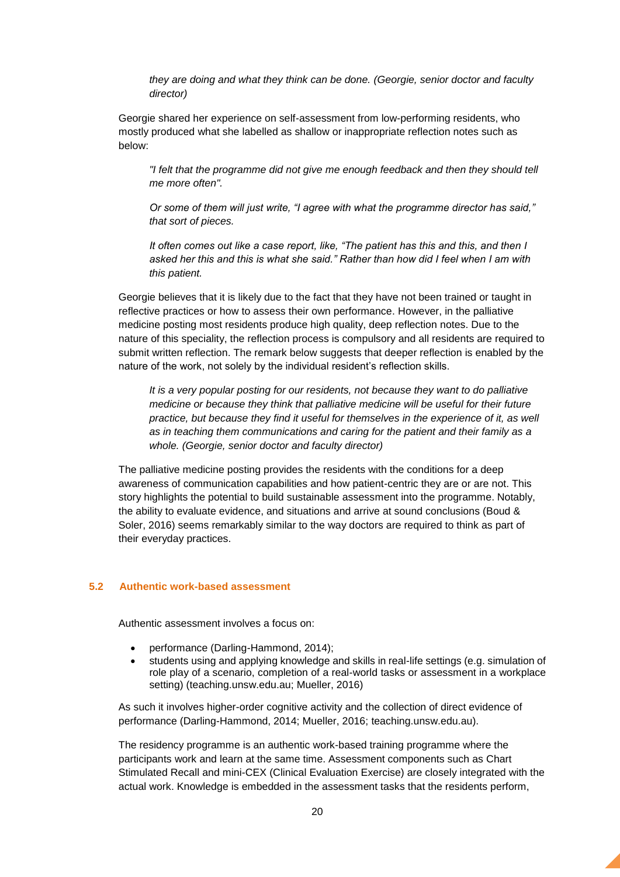*they are doing and what they think can be done. (Georgie, senior doctor and faculty director)*

Georgie shared her experience on self-assessment from low-performing residents, who mostly produced what she labelled as shallow or inappropriate reflection notes such as below:

*"I felt that the programme did not give me enough feedback and then they should tell me more often".*

*Or some of them will just write, "I agree with what the programme director has said," that sort of pieces.*

*It often comes out like a case report, like, "The patient has this and this, and then I asked her this and this is what she said." Rather than how did I feel when I am with this patient.*

Georgie believes that it is likely due to the fact that they have not been trained or taught in reflective practices or how to assess their own performance. However, in the palliative medicine posting most residents produce high quality, deep reflection notes. Due to the nature of this speciality, the reflection process is compulsory and all residents are required to submit written reflection. The remark below suggests that deeper reflection is enabled by the nature of the work, not solely by the individual resident's reflection skills.

*It is a very popular posting for our residents, not because they want to do palliative medicine or because they think that palliative medicine will be useful for their future practice, but because they find it useful for themselves in the experience of it, as well as in teaching them communications and caring for the patient and their family as a whole. (Georgie, senior doctor and faculty director)*

The palliative medicine posting provides the residents with the conditions for a deep awareness of communication capabilities and how patient-centric they are or are not. This story highlights the potential to build sustainable assessment into the programme. Notably, the ability to evaluate evidence, and situations and arrive at sound conclusions (Boud & Soler, 2016) seems remarkably similar to the way doctors are required to think as part of their everyday practices.

## 5.2 Authentic work-based assessment

Authentic assessment involves a focus on:

- performance (Darling-Hammond, 2014);
- students using and applying knowledge and skills in real-life settings (e.g. simulation of role play of a scenario, completion of a real-world tasks or assessment in a workplace setting) (teaching.unsw.edu.au; Mueller, 2016)

As such it involves higher-order cognitive activity and the collection of direct evidence of performance (Darling-Hammond, 2014; Mueller, 2016; teaching.unsw.edu.au).

The residency programme is an authentic work-based training programme where the participants work and learn at the same time. Assessment components such as Chart Stimulated Recall and mini-CEX (Clinical Evaluation Exercise) are closely integrated with the actual work. Knowledge is embedded in the assessment tasks that the residents perform,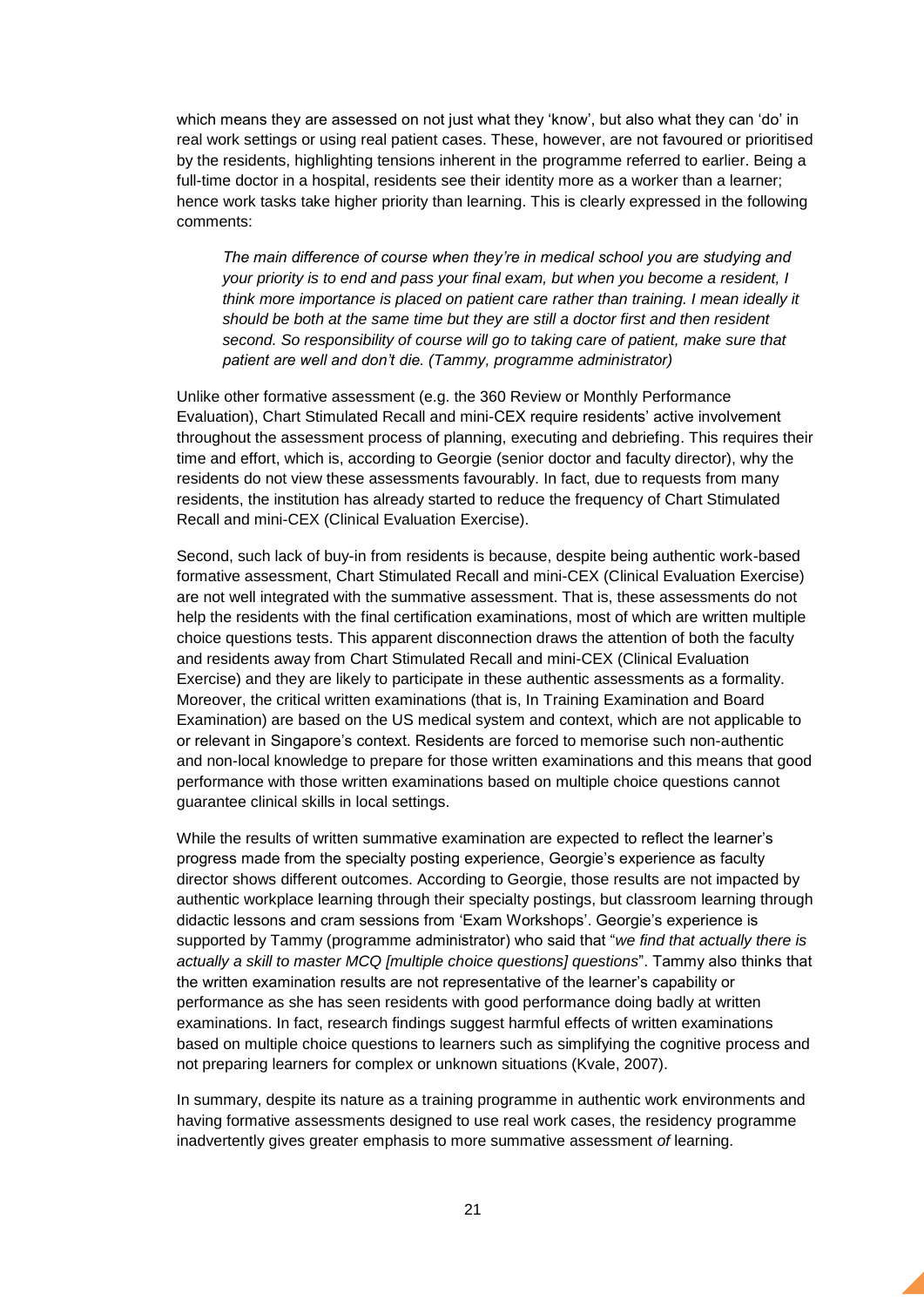which means they are assessed on not just what they 'know', but also what they can 'do' in real work settings or using real patient cases. These, however, are not favoured or prioritised by the residents, highlighting tensions inherent in the programme referred to earlier. Being a full-time doctor in a hospital, residents see their identity more as a worker than a learner; hence work tasks take higher priority than learning. This is clearly expressed in the following comments:

> *The main difference of course when they're in medical school you are studying and your priority is to end and pass your final exam, but when you become a resident, I think more importance is placed on patient care rather than training. I mean ideally it should be both at the same time but they are still a doctor first and then resident second. So responsibility of course will go to taking care of patient, make sure that patient are well and don't die. (Tammy, programme administrator)*

Unlike other formative assessment (e.g. the 360 Review or Monthly Performance Evaluation), Chart Stimulated Recall and mini-CEX require residents' active involvement throughout the assessment process of planning, executing and debriefing. This requires their time and effort, which is, according to Georgie (senior doctor and faculty director), why the residents do not view these assessments favourably. In fact, due to requests from many residents, the institution has already started to reduce the frequency of Chart Stimulated Recall and mini-CEX (Clinical Evaluation Exercise).

Second, such lack of buy-in from residents is because, despite being authentic work-based formative assessment, Chart Stimulated Recall and mini-CEX (Clinical Evaluation Exercise) are not well integrated with the summative assessment. That is, these assessments do not help the residents with the final certification examinations, most of which are written multiple choice questions tests. This apparent disconnection draws the attention of both the faculty and residents away from Chart Stimulated Recall and mini-CEX (Clinical Evaluation Exercise) and they are likely to participate in these authentic assessments as a formality. Moreover, the critical written examinations (that is, In Training Examination and Board Examination) are based on the US medical system and context, which are not applicable to or relevant in Singapore's context. Residents are forced to memorise such non-authentic and non-local knowledge to prepare for those written examinations and this means that good performance with those written examinations based on multiple choice questions cannot guarantee clinical skills in local settings.

While the results of written summative examination are expected to reflect the learner's progress made from the specialty posting experience, Georgie's experience as faculty director shows different outcomes. According to Georgie, those results are not impacted by authentic workplace learning through their specialty postings, but classroom learning through didactic lessons and cram sessions from 'Exam Workshops'. Georgie's experience is supported by Tammy (programme administrator) who said that "*we find that actually there is actually a skill to master MCQ [multiple choice questions] questions*". Tammy also thinks that the written examination results are not representative of the learner's capability or performance as she has seen residents with good performance doing badly at written examinations. In fact, research findings suggest harmful effects of written examinations based on multiple choice questions to learners such as simplifying the cognitive process and not preparing learners for complex or unknown situations (Kvale, 2007).

In summary, despite its nature as a training programme in authentic work environments and having formative assessments designed to use real work cases, the residency programme inadvertently gives greater emphasis to more summative assessment *of* learning.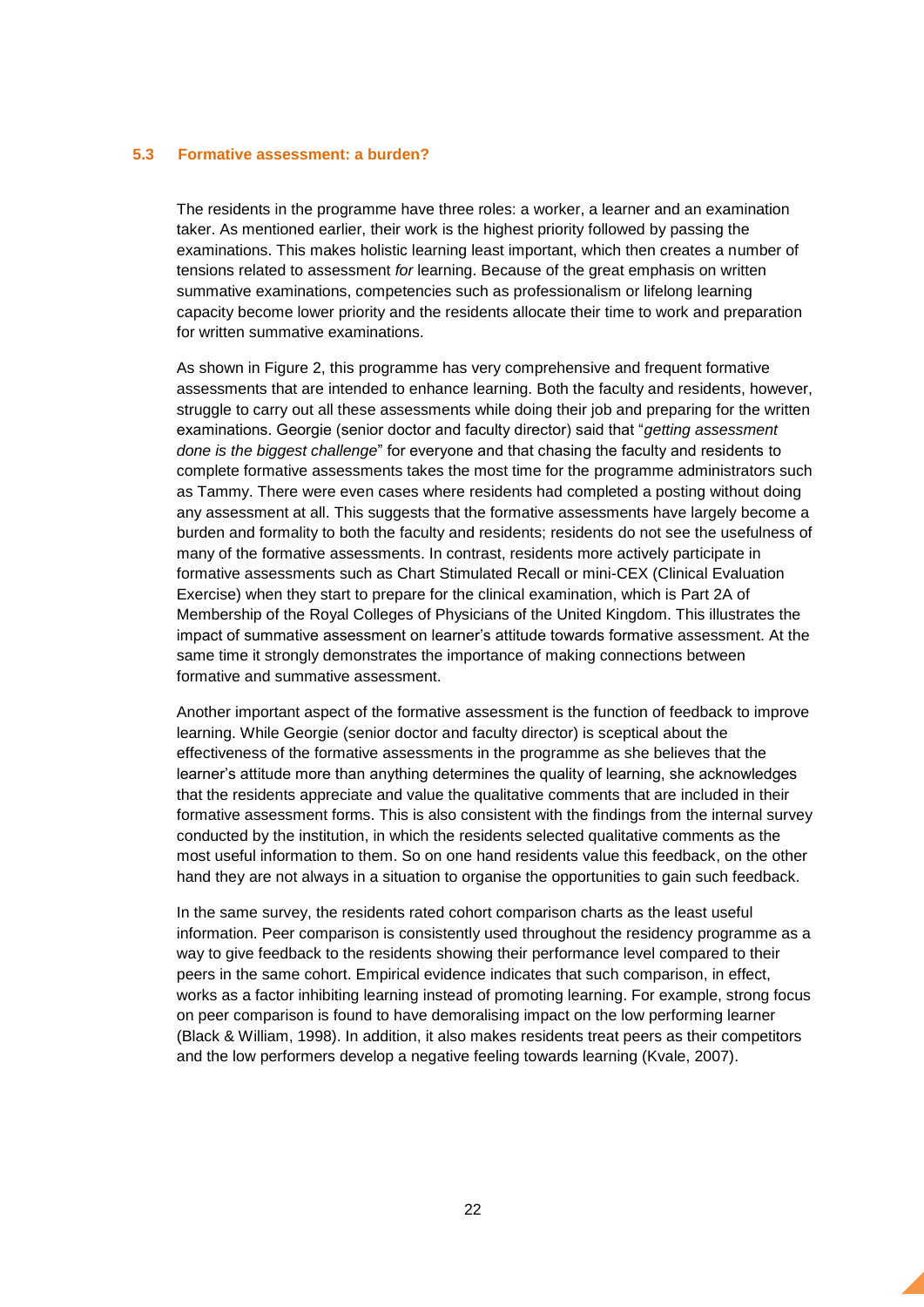### 5.3 Formative assessment: a burden?

The residents in the programme have three roles: a worker, a learner and an examination taker. As mentioned earlier, their work is the highest priority followed by passing the examinations. This makes holistic learning least important, which then creates a number of tensions related to assessment *for* learning. Because of the great emphasis on written summative examinations, competencies such as professionalism or lifelong learning capacity become lower priority and the residents allocate their time to work and preparation for written summative examinations.

As shown in Figure 2, this programme has very comprehensive and frequent formative assessments that are intended to enhance learning. Both the faculty and residents, however, struggle to carry out all these assessments while doing their job and preparing for the written examinations. Georgie (senior doctor and faculty director) said that "*getting assessment done is the biggest challenge*" for everyone and that chasing the faculty and residents to complete formative assessments takes the most time for the programme administrators such as Tammy. There were even cases where residents had completed a posting without doing any assessment at all. This suggests that the formative assessments have largely become a burden and formality to both the faculty and residents; residents do not see the usefulness of many of the formative assessments. In contrast, residents more actively participate in formative assessments such as Chart Stimulated Recall or mini-CEX (Clinical Evaluation Exercise) when they start to prepare for the clinical examination, which is Part 2A of Membership of the Royal Colleges of Physicians of the United Kingdom. This illustrates the impact of summative assessment on learner's attitude towards formative assessment. At the same time it strongly demonstrates the importance of making connections between formative and summative assessment.

Another important aspect of the formative assessment is the function of feedback to improve learning. While Georgie (senior doctor and faculty director) is sceptical about the effectiveness of the formative assessments in the programme as she believes that the learner's attitude more than anything determines the quality of learning, she acknowledges that the residents appreciate and value the qualitative comments that are included in their formative assessment forms. This is also consistent with the findings from the internal survey conducted by the institution, in which the residents selected qualitative comments as the most useful information to them. So on one hand residents value this feedback, on the other hand they are not always in a situation to organise the opportunities to gain such feedback.

In the same survey, the residents rated cohort comparison charts as the least useful information. Peer comparison is consistently used throughout the residency programme as a way to give feedback to the residents showing their performance level compared to their peers in the same cohort. Empirical evidence indicates that such comparison, in effect, works as a factor inhibiting learning instead of promoting learning. For example, strong focus on peer comparison is found to have demoralising impact on the low performing learner (Black & William, 1998). In addition, it also makes residents treat peers as their competitors and the low performers develop a negative feeling towards learning (Kvale, 2007).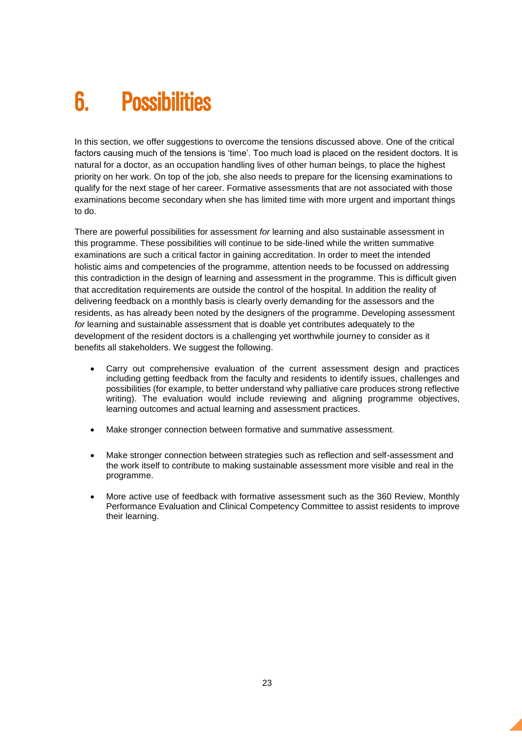# 6. Possibilities

In this section, we offer suggestions to overcome the tensions discussed above. One of the critical factors causing much of the tensions is 'time'. Too much load is placed on the resident doctors. It is natural for a doctor, as an occupation handling lives of other human beings, to place the highest priority on her work. On top of the job, she also needs to prepare for the licensing examinations to qualify for the next stage of her career. Formative assessments that are not associated with those examinations become secondary when she has limited time with more urgent and important things to do.

There are powerful possibilities for assessment *for* learning and also sustainable assessment in this programme. These possibilities will continue to be side-lined while the written summative examinations are such a critical factor in gaining accreditation. In order to meet the intended holistic aims and competencies of the programme, attention needs to be focussed on addressing this contradiction in the design of learning and assessment in the programme. This is difficult given that accreditation requirements are outside the control of the hospital. In addition the reality of delivering feedback on a monthly basis is clearly overly demanding for the assessors and the residents, as has already been noted by the designers of the programme. Developing assessment *for* learning and sustainable assessment that is doable yet contributes adequately to the development of the resident doctors is a challenging yet worthwhile journey to consider as it benefits all stakeholders. We suggest the following.

- Carry out comprehensive evaluation of the current assessment design and practices including getting feedback from the faculty and residents to identify issues, challenges and possibilities (for example, to better understand why palliative care produces strong reflective writing). The evaluation would include reviewing and aligning programme objectives, learning outcomes and actual learning and assessment practices.
- Make stronger connection between formative and summative assessment.
- Make stronger connection between strategies such as reflection and self-assessment and the work itself to contribute to making sustainable assessment more visible and real in the programme.
- More active use of feedback with formative assessment such as the 360 Review, Monthly Performance Evaluation and Clinical Competency Committee to assist residents to improve their learning.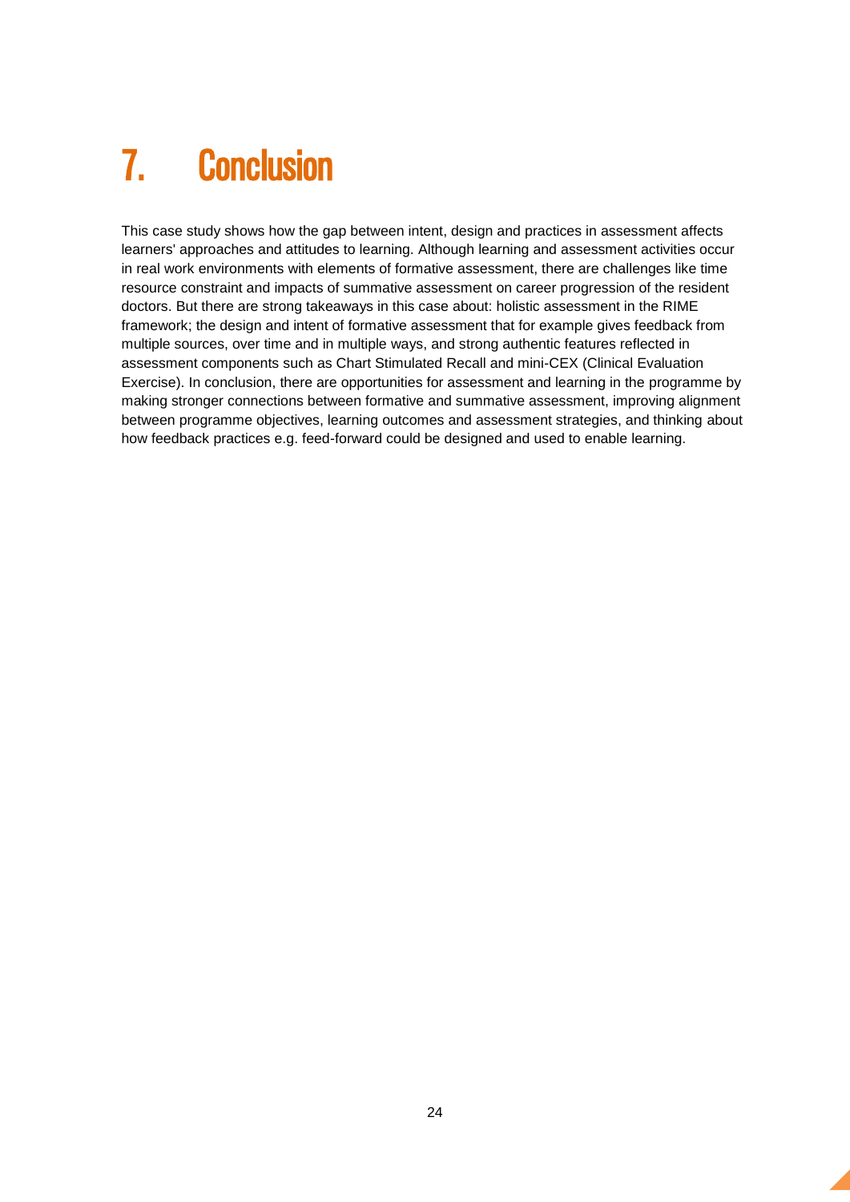# 7. Conclusion

This case study shows how the gap between intent, design and practices in assessment affects learners' approaches and attitudes to learning. Although learning and assessment activities occur in real work environments with elements of formative assessment, there are challenges like time resource constraint and impacts of summative assessment on career progression of the resident doctors. But there are strong takeaways in this case about: holistic assessment in the RIME framework; the design and intent of formative assessment that for example gives feedback from multiple sources, over time and in multiple ways, and strong authentic features reflected in assessment components such as Chart Stimulated Recall and mini-CEX (Clinical Evaluation Exercise). In conclusion, there are opportunities for assessment and learning in the programme by making stronger connections between formative and summative assessment, improving alignment between programme objectives, learning outcomes and assessment strategies, and thinking about how feedback practices e.g. feed-forward could be designed and used to enable learning.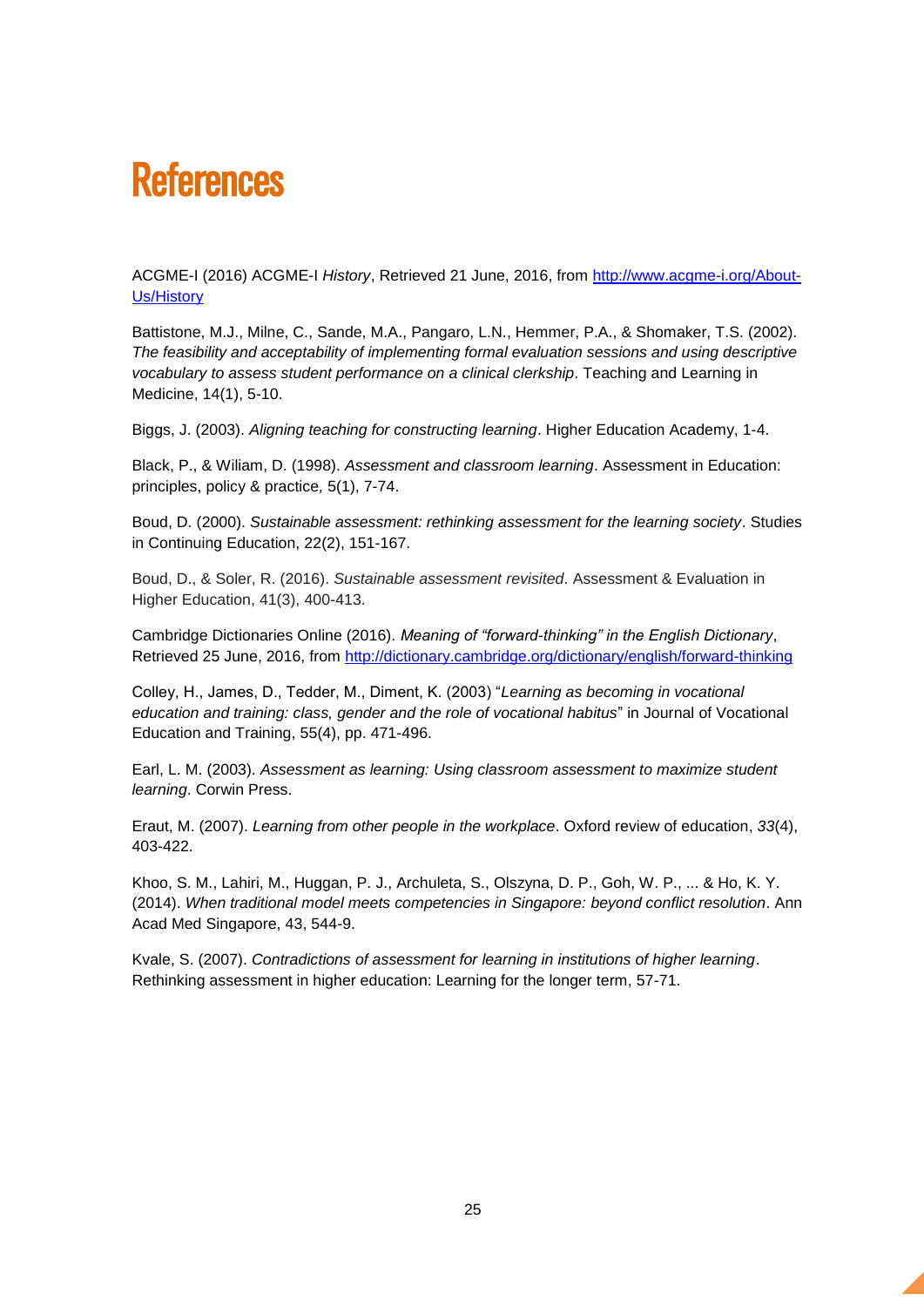# References

ACGME-I (2016) ACGME-I *History*, Retrieved 21 June, 2016, from [http://www.acgme-i.org/About-Us/History](http://www.acgme-i.org/About-Us/History)

Battistone, M.J., Milne, C., Sande, M.A., Pangaro, L.N., Hemmer, P.A., & Shomaker, T.S. (2002). *The feasibility and acceptability of implementing formal evaluation sessions and using descriptive vocabulary to assess student performance on a clinical clerkship*. Teaching and Learning in Medicine, 14(1), 5-10.

Biggs, J. (2003). *Aligning teaching for constructing learning*. Higher Education Academy, 1-4.

Black, P., & Wiliam, D. (1998). *Assessment and classroom learning*. Assessment in Education: principles, policy & practice*,* 5(1), 7-74.

Boud, D. (2000). *Sustainable assessment: rethinking assessment for the learning society*. Studies in Continuing Education, 22(2), 151-167.

Boud, D., & Soler, R. (2016). *Sustainable assessment revisited*. Assessment & Evaluation in Higher Education, 41(3), 400-413.

Cambridge Dictionaries Online (2016). *Meaning of "forward-thinking" in the English Dictionary*, Retrieved 25 June, 2016, from [http://dictionary.cambridge.org/dictionary/english/forward-thinking](http://dictionary.cambridge.org/dictionary/english/forward-thinking)

Colley, H., James, D., Tedder, M., Diment, K. (2003) "*Learning as becoming in vocational education and training: class, gender and the role of vocational habitus*" in Journal of Vocational Education and Training, 55(4), pp. 471-496.

Earl, L. M. (2003). *Assessment as learning: Using classroom assessment to maximize student learning*. Corwin Press.

Eraut, M. (2007). *Learning from other people in the workplace*. Oxford review of education, *33*(4), 403-422.

Khoo, S. M., Lahiri, M., Huggan, P. J., Archuleta, S., Olszyna, D. P., Goh, W. P., ... & Ho, K. Y. (2014). *When traditional model meets competencies in Singapore: beyond conflict resolution*. Ann Acad Med Singapore, 43, 544-9.

Kvale, S. (2007). *Contradictions of assessment for learning in institutions of higher learning*. Rethinking assessment in higher education: Learning for the longer term, 57-71.